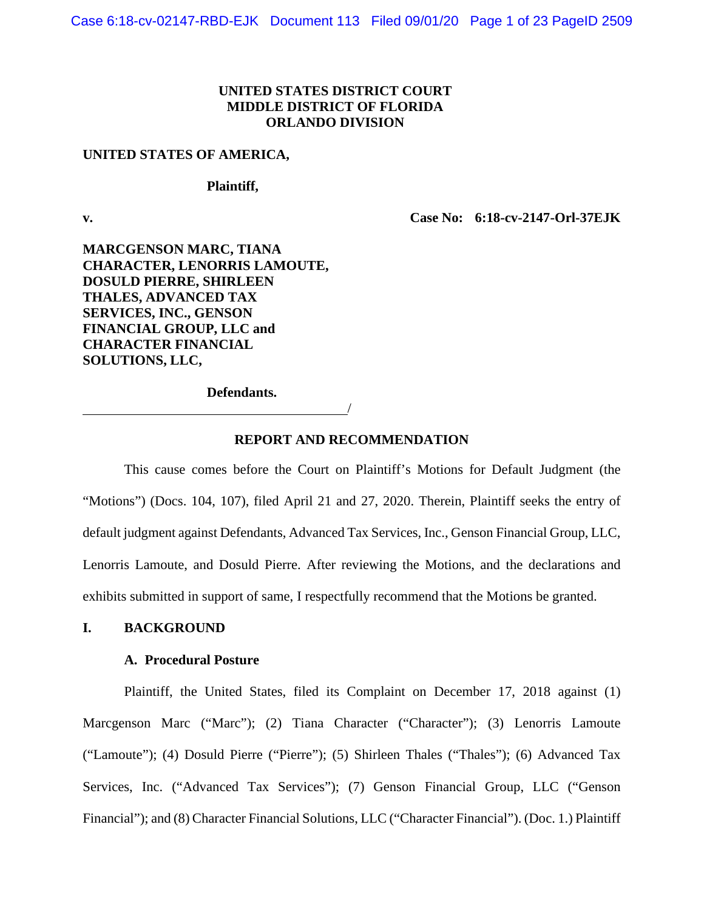**UNITED STATES DISTRICT COURT**
**MIDDLE DISTRICT OF FLORIDA**
**ORLANDO DIVISION**

**UNITED STATES OF AMERICA,**

**Plaintiff,**

**v.** **Case No: 6:18-cv-2147-Orl-37EJK**

**MARCGENSON MARC, TIANA CHARACTER, LENORRIS LAMOUTE, DOSULD PIERRE, SHIRLEEN THALES, ADVANCED TAX SERVICES, INC., GENSON FINANCIAL GROUP, LLC and CHARACTER FINANCIAL SOLUTIONS, LLC,**

**Defendants.**

/

## REPORT AND RECOMMENDATION

This cause comes before the Court on Plaintiff's Motions for Default Judgment (the "Motions") (Docs. 104, 107), filed April 21 and 27, 2020. Therein, Plaintiff seeks the entry of default judgment against Defendants, Advanced Tax Services, Inc., Genson Financial Group, LLC, Lenorris Lamoute, and Dosuld Pierre. After reviewing the Motions, and the declarations and exhibits submitted in support of same, I respectfully recommend that the Motions be granted.

## I. BACKGROUND

### A. Procedural Posture

Plaintiff, the United States, filed its Complaint on December 17, 2018 against (1) Marcgenson Marc ("Marc"); (2) Tiana Character ("Character"); (3) Lenorris Lamoute ("Lamoute"); (4) Dosuld Pierre ("Pierre"); (5) Shirleen Thales ("Thales"); (6) Advanced Tax Services, Inc. ("Advanced Tax Services"); (7) Genson Financial Group, LLC ("Genson Financial"); and (8) Character Financial Solutions, LLC ("Character Financial"). (Doc. 1.) Plaintiff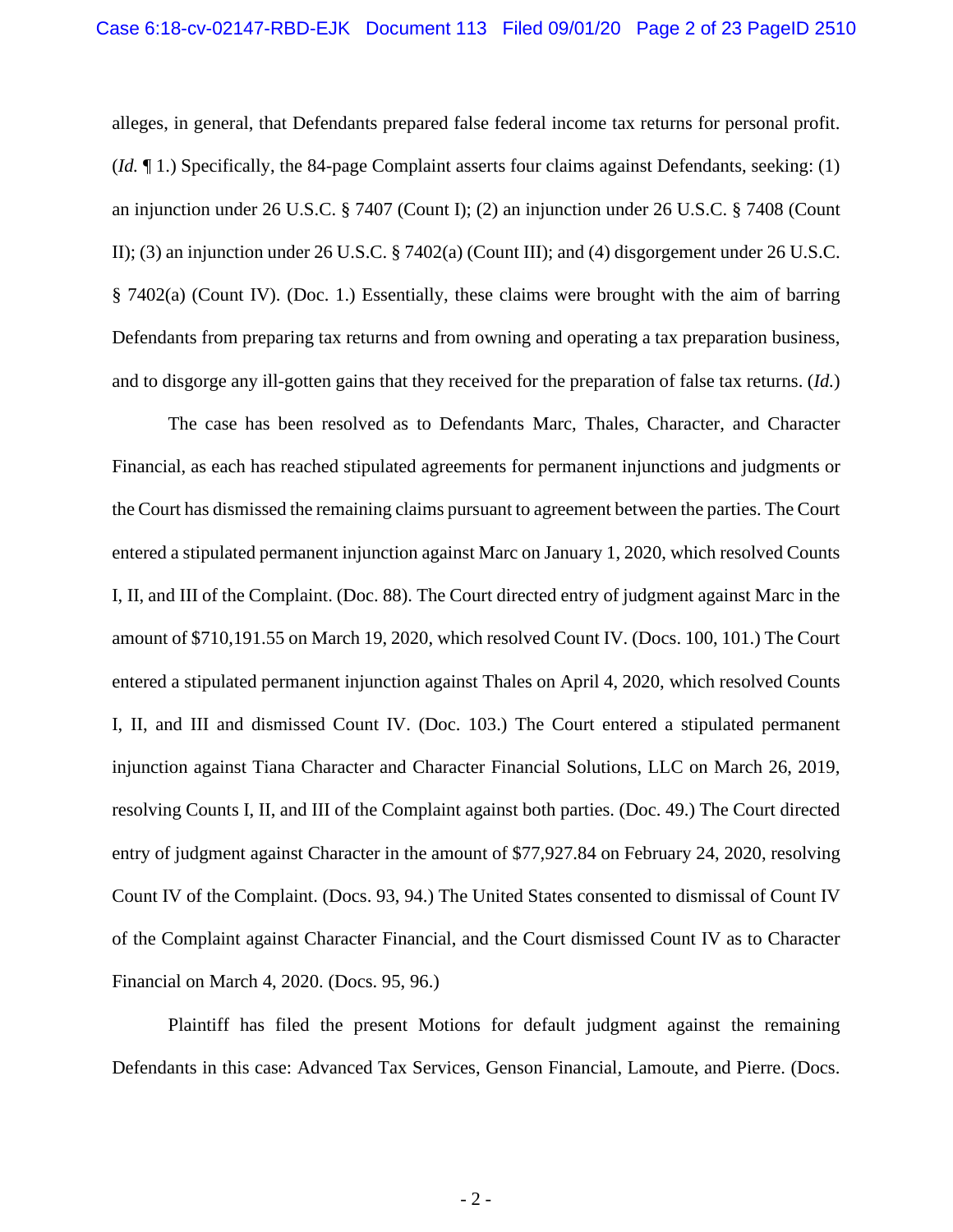alleges, in general, that Defendants prepared false federal income tax returns for personal profit. (*Id.* ¶ 1.) Specifically, the 84-page Complaint asserts four claims against Defendants, seeking: (1) an injunction under 26 U.S.C. § 7407 (Count I); (2) an injunction under 26 U.S.C. § 7408 (Count II); (3) an injunction under 26 U.S.C. § 7402(a) (Count III); and (4) disgorgement under 26 U.S.C. § 7402(a) (Count IV). (Doc. 1.) Essentially, these claims were brought with the aim of barring Defendants from preparing tax returns and from owning and operating a tax preparation business, and to disgorge any ill-gotten gains that they received for the preparation of false tax returns. (*Id.*)

The case has been resolved as to Defendants Marc, Thales, Character, and Character Financial, as each has reached stipulated agreements for permanent injunctions and judgments or the Court has dismissed the remaining claims pursuant to agreement between the parties. The Court entered a stipulated permanent injunction against Marc on January 1, 2020, which resolved Counts I, II, and III of the Complaint. (Doc. 88). The Court directed entry of judgment against Marc in the amount of $710,191.55 on March 19, 2020, which resolved Count IV. (Docs. 100, 101.) The Court entered a stipulated permanent injunction against Thales on April 4, 2020, which resolved Counts I, II, and III and dismissed Count IV. (Doc. 103.) The Court entered a stipulated permanent injunction against Tiana Character and Character Financial Solutions, LLC on March 26, 2019, resolving Counts I, II, and III of the Complaint against both parties. (Doc. 49.) The Court directed entry of judgment against Character in the amount of $77,927.84 on February 24, 2020, resolving Count IV of the Complaint. (Docs. 93, 94.) The United States consented to dismissal of Count IV of the Complaint against Character Financial, and the Court dismissed Count IV as to Character Financial on March 4, 2020. (Docs. 95, 96.)

Plaintiff has filed the present Motions for default judgment against the remaining Defendants in this case: Advanced Tax Services, Genson Financial, Lamoute, and Pierre. (Docs.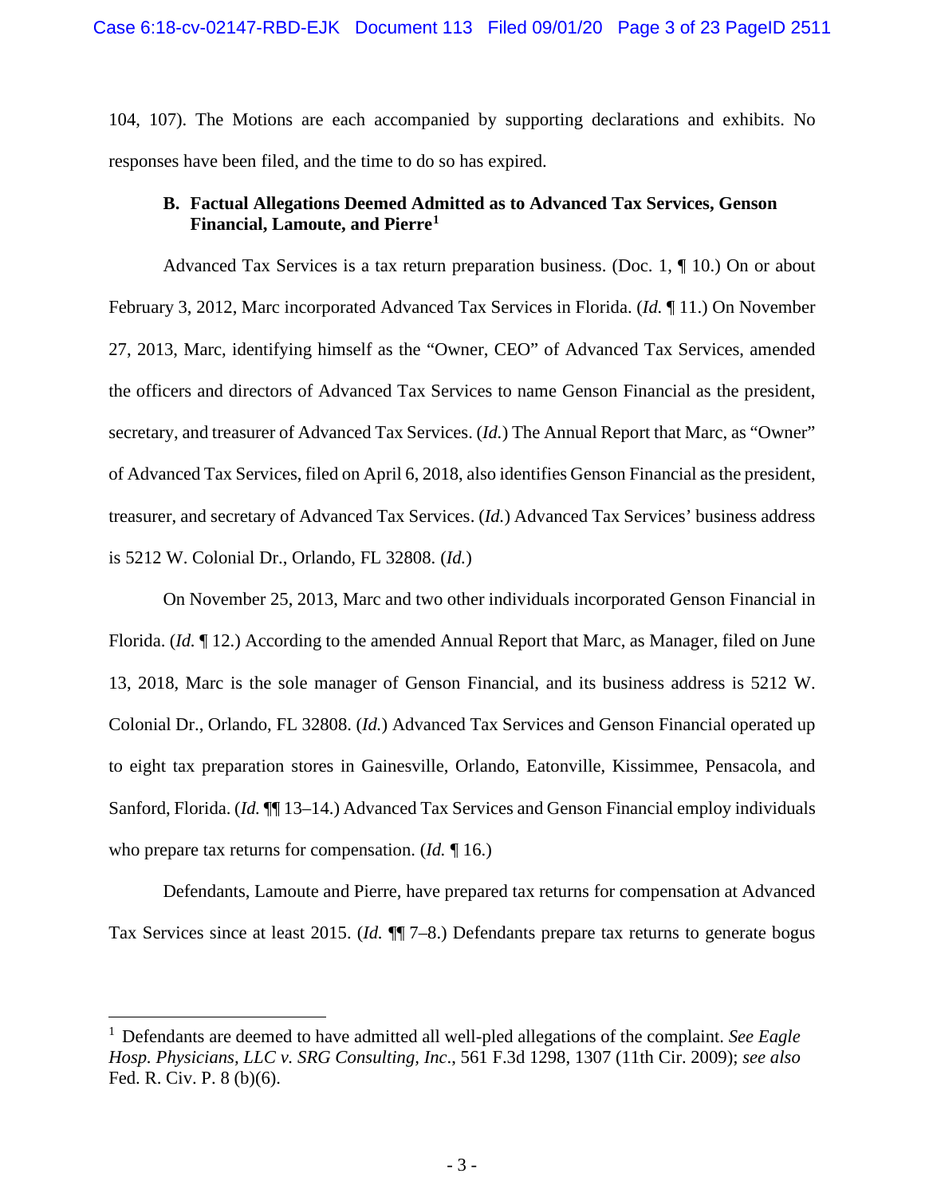104, 107). The Motions are each accompanied by supporting declarations and exhibits. No responses have been filed, and the time to do so has expired.

### B. Factual Allegations Deemed Admitted as to Advanced Tax Services, Genson Financial, Lamoute, and Pierre[1]

Advanced Tax Services is a tax return preparation business. (Doc. 1, ¶ 10.) On or about February 3, 2012, Marc incorporated Advanced Tax Services in Florida. (*Id.* ¶ 11.) On November 27, 2013, Marc, identifying himself as the "Owner, CEO" of Advanced Tax Services, amended the officers and directors of Advanced Tax Services to name Genson Financial as the president, secretary, and treasurer of Advanced Tax Services. (*Id.*) The Annual Report that Marc, as "Owner" of Advanced Tax Services, filed on April 6, 2018, also identifies Genson Financial as the president, treasurer, and secretary of Advanced Tax Services. (*Id.*) Advanced Tax Services' business address is 5212 W. Colonial Dr., Orlando, FL 32808. (*Id.*)

On November 25, 2013, Marc and two other individuals incorporated Genson Financial in Florida. (*Id.* ¶ 12.) According to the amended Annual Report that Marc, as Manager, filed on June 13, 2018, Marc is the sole manager of Genson Financial, and its business address is 5212 W. Colonial Dr., Orlando, FL 32808. (*Id.*) Advanced Tax Services and Genson Financial operated up to eight tax preparation stores in Gainesville, Orlando, Eatonville, Kissimmee, Pensacola, and Sanford, Florida. (*Id.* ¶¶ 13–14.) Advanced Tax Services and Genson Financial employ individuals who prepare tax returns for compensation. (*Id.* ¶ 16.)

Defendants, Lamoute and Pierre, have prepared tax returns for compensation at Advanced Tax Services since at least 2015. (*Id.* ¶¶ 7–8.) Defendants prepare tax returns to generate bogus

---

[1] Defendants are deemed to have admitted all well-pled allegations of the complaint. *See Eagle Hosp. Physicians, LLC v. SRG Consulting, Inc.*, 561 F.3d 1298, 1307 (11th Cir. 2009); *see also* Fed. R. Civ. P. 8 (b)(6).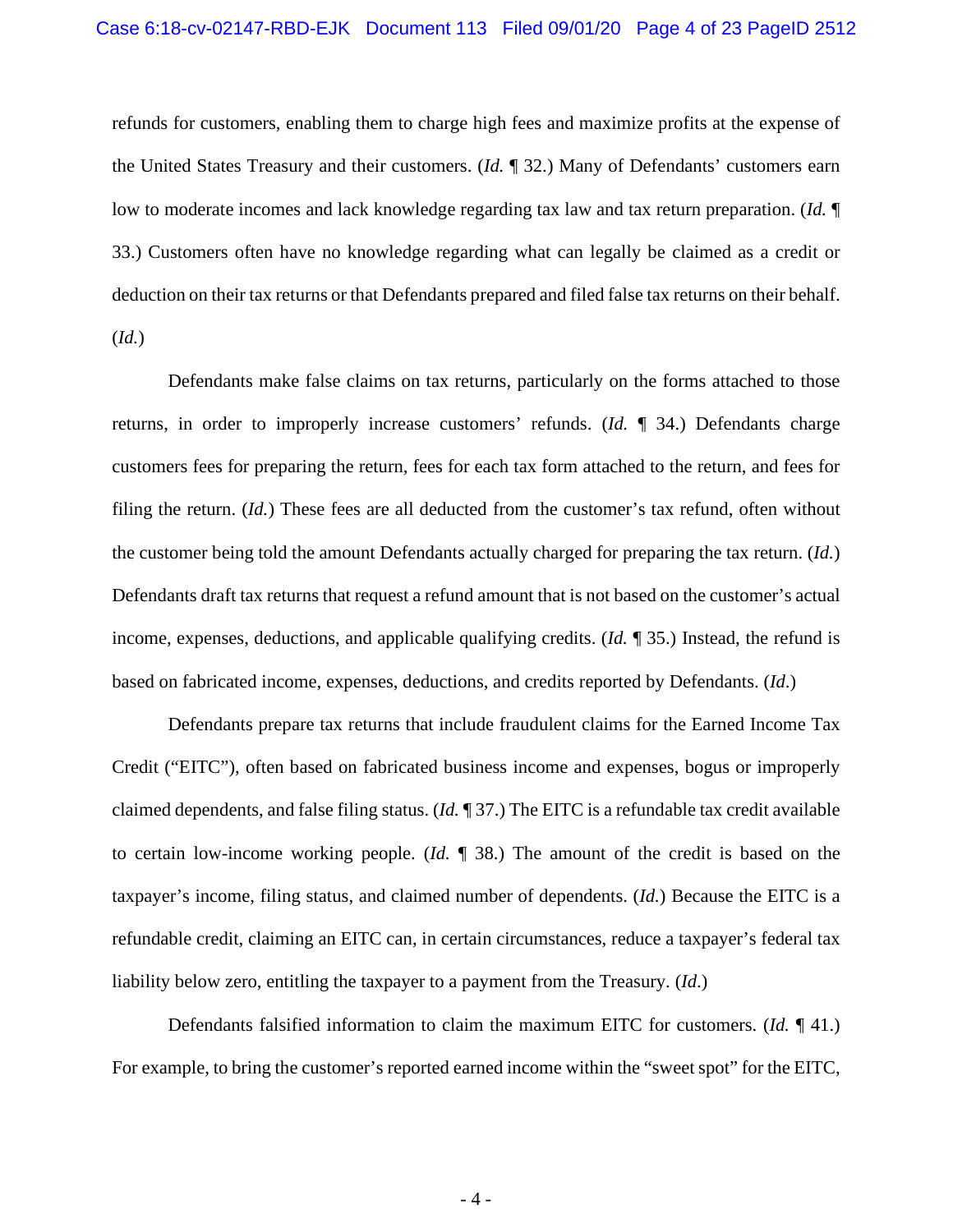refunds for customers, enabling them to charge high fees and maximize profits at the expense of the United States Treasury and their customers. (*Id.* ¶ 32.) Many of Defendants' customers earn low to moderate incomes and lack knowledge regarding tax law and tax return preparation. (*Id.* ¶ 33.) Customers often have no knowledge regarding what can legally be claimed as a credit or deduction on their tax returns or that Defendants prepared and filed false tax returns on their behalf. (*Id.*)

Defendants make false claims on tax returns, particularly on the forms attached to those returns, in order to improperly increase customers' refunds. (*Id.* ¶ 34.) Defendants charge customers fees for preparing the return, fees for each tax form attached to the return, and fees for filing the return. (*Id.*) These fees are all deducted from the customer's tax refund, often without the customer being told the amount Defendants actually charged for preparing the tax return. (*Id.*) Defendants draft tax returns that request a refund amount that is not based on the customer's actual income, expenses, deductions, and applicable qualifying credits. (*Id.* ¶ 35.) Instead, the refund is based on fabricated income, expenses, deductions, and credits reported by Defendants. (*Id.*)

Defendants prepare tax returns that include fraudulent claims for the Earned Income Tax Credit ("EITC"), often based on fabricated business income and expenses, bogus or improperly claimed dependents, and false filing status. (*Id.* ¶ 37.) The EITC is a refundable tax credit available to certain low-income working people. (*Id.* ¶ 38.) The amount of the credit is based on the taxpayer's income, filing status, and claimed number of dependents. (*Id.*) Because the EITC is a refundable credit, claiming an EITC can, in certain circumstances, reduce a taxpayer's federal tax liability below zero, entitling the taxpayer to a payment from the Treasury. (*Id.*)

Defendants falsified information to claim the maximum EITC for customers. (*Id.* ¶ 41.) For example, to bring the customer's reported earned income within the "sweet spot" for the EITC,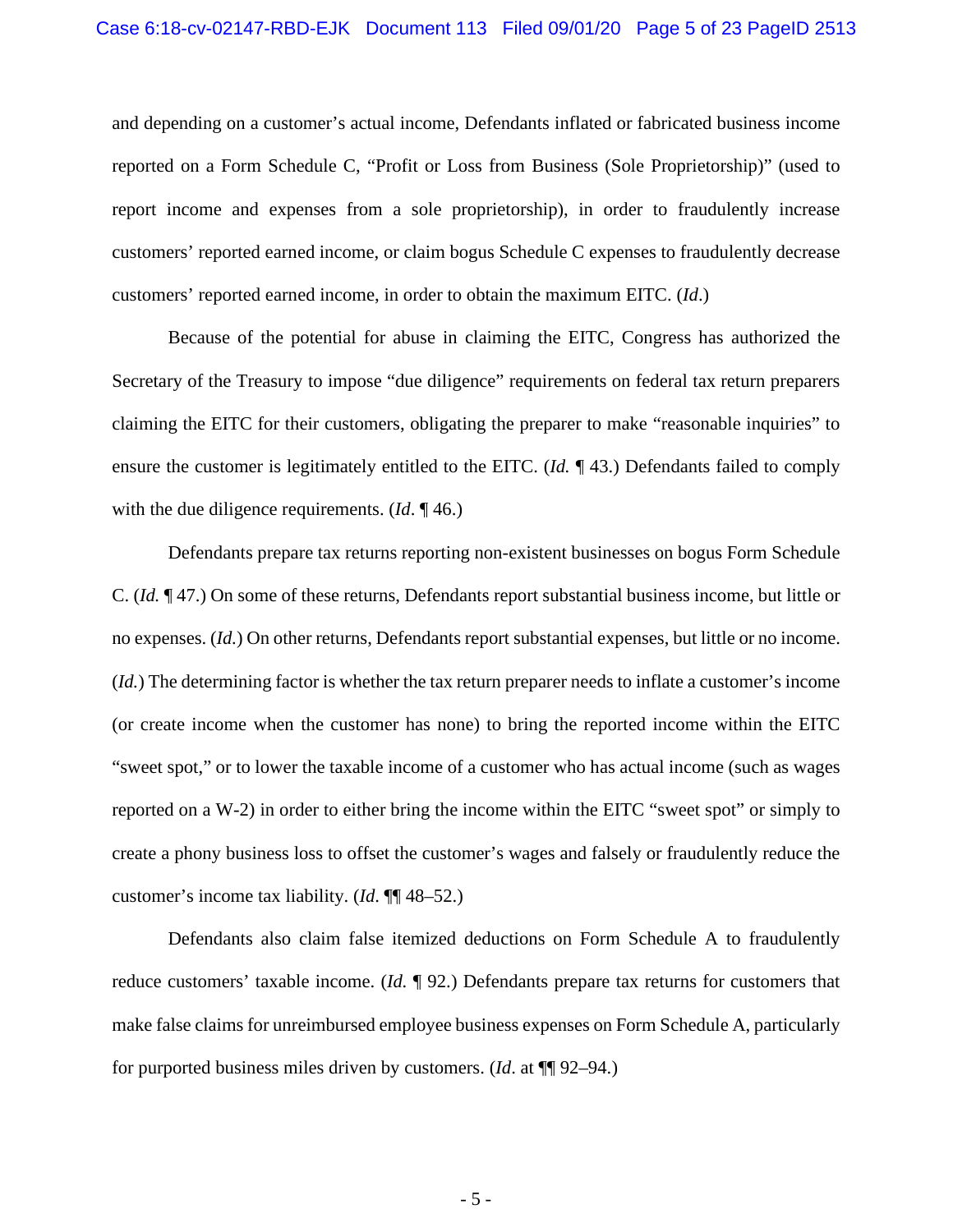and depending on a customer's actual income, Defendants inflated or fabricated business income reported on a Form Schedule C, "Profit or Loss from Business (Sole Proprietorship)" (used to report income and expenses from a sole proprietorship), in order to fraudulently increase customers' reported earned income, or claim bogus Schedule C expenses to fraudulently decrease customers' reported earned income, in order to obtain the maximum EITC. (*Id*.)

Because of the potential for abuse in claiming the EITC, Congress has authorized the Secretary of the Treasury to impose "due diligence" requirements on federal tax return preparers claiming the EITC for their customers, obligating the preparer to make "reasonable inquiries" to ensure the customer is legitimately entitled to the EITC. (*Id.* ¶ 43.) Defendants failed to comply with the due diligence requirements. (*Id*. ¶ 46.)

Defendants prepare tax returns reporting non-existent businesses on bogus Form Schedule C. (*Id.* ¶ 47.) On some of these returns, Defendants report substantial business income, but little or no expenses. (*Id.*) On other returns, Defendants report substantial expenses, but little or no income. (*Id.*) The determining factor is whether the tax return preparer needs to inflate a customer's income (or create income when the customer has none) to bring the reported income within the EITC "sweet spot," or to lower the taxable income of a customer who has actual income (such as wages reported on a W-2) in order to either bring the income within the EITC "sweet spot" or simply to create a phony business loss to offset the customer's wages and falsely or fraudulently reduce the customer's income tax liability. (*Id*. ¶¶ 48–52.)

Defendants also claim false itemized deductions on Form Schedule A to fraudulently reduce customers' taxable income. (*Id.* ¶ 92.) Defendants prepare tax returns for customers that make false claims for unreimbursed employee business expenses on Form Schedule A, particularly for purported business miles driven by customers. (*Id*. at ¶¶ 92–94.)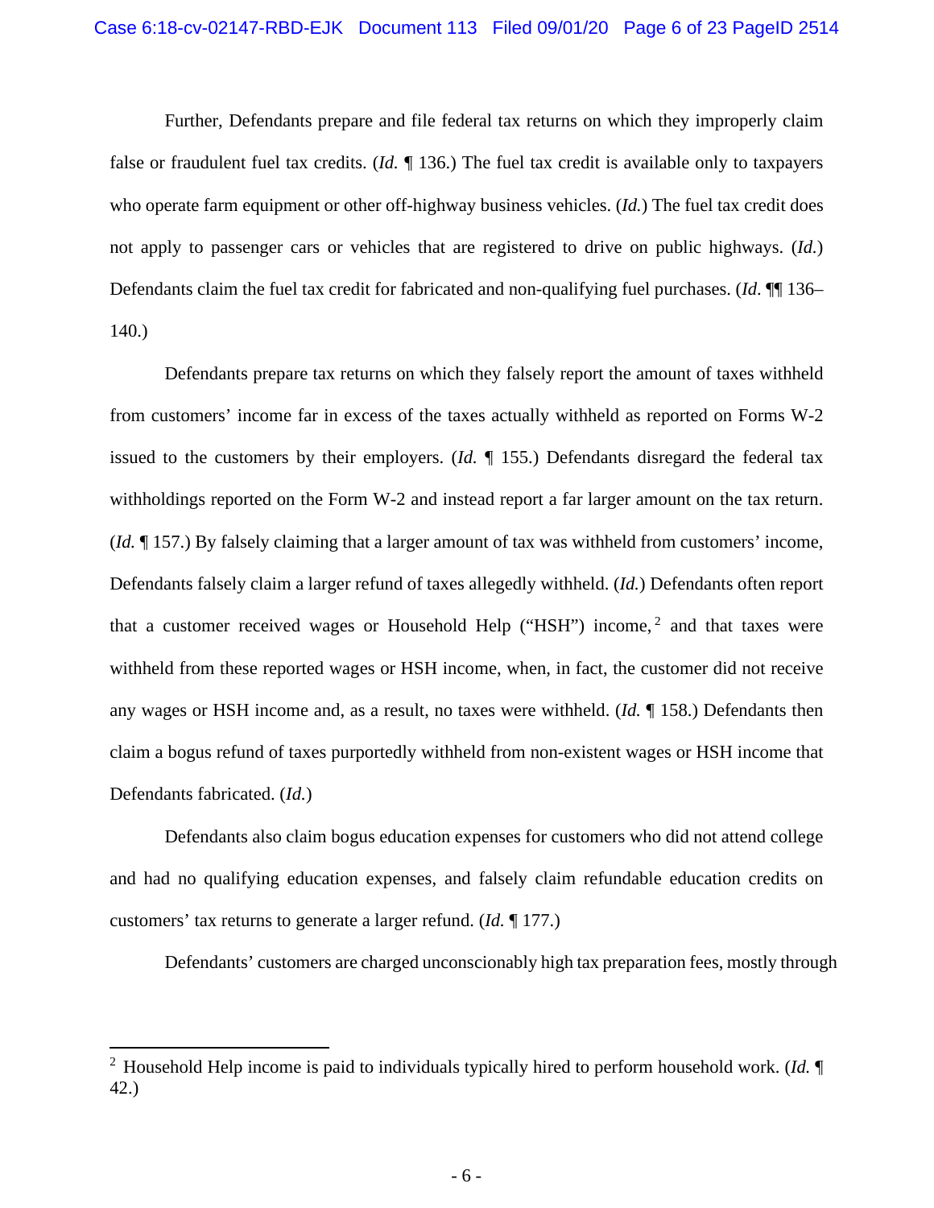Further, Defendants prepare and file federal tax returns on which they improperly claim false or fraudulent fuel tax credits. (*Id.* ¶ 136.) The fuel tax credit is available only to taxpayers who operate farm equipment or other off-highway business vehicles. (*Id.*) The fuel tax credit does not apply to passenger cars or vehicles that are registered to drive on public highways. (*Id.*) Defendants claim the fuel tax credit for fabricated and non-qualifying fuel purchases. (*Id.* ¶¶ 136–140.)

Defendants prepare tax returns on which they falsely report the amount of taxes withheld from customers' income far in excess of the taxes actually withheld as reported on Forms W-2 issued to the customers by their employers. (*Id.* ¶ 155.) Defendants disregard the federal tax withholdings reported on the Form W-2 and instead report a far larger amount on the tax return. (*Id.* ¶ 157.) By falsely claiming that a larger amount of tax was withheld from customers' income, Defendants falsely claim a larger refund of taxes allegedly withheld. (*Id.*) Defendants often report that a customer received wages or Household Help ("HSH") income,[2] and that taxes were withheld from these reported wages or HSH income, when, in fact, the customer did not receive any wages or HSH income and, as a result, no taxes were withheld. (*Id.* ¶ 158.) Defendants then claim a bogus refund of taxes purportedly withheld from non-existent wages or HSH income that Defendants fabricated. (*Id.*)

Defendants also claim bogus education expenses for customers who did not attend college and had no qualifying education expenses, and falsely claim refundable education credits on customers' tax returns to generate a larger refund. (*Id.* ¶ 177.)

Defendants' customers are charged unconscionably high tax preparation fees, mostly through

---

[2] Household Help income is paid to individuals typically hired to perform household work. (*Id.* ¶ 42.)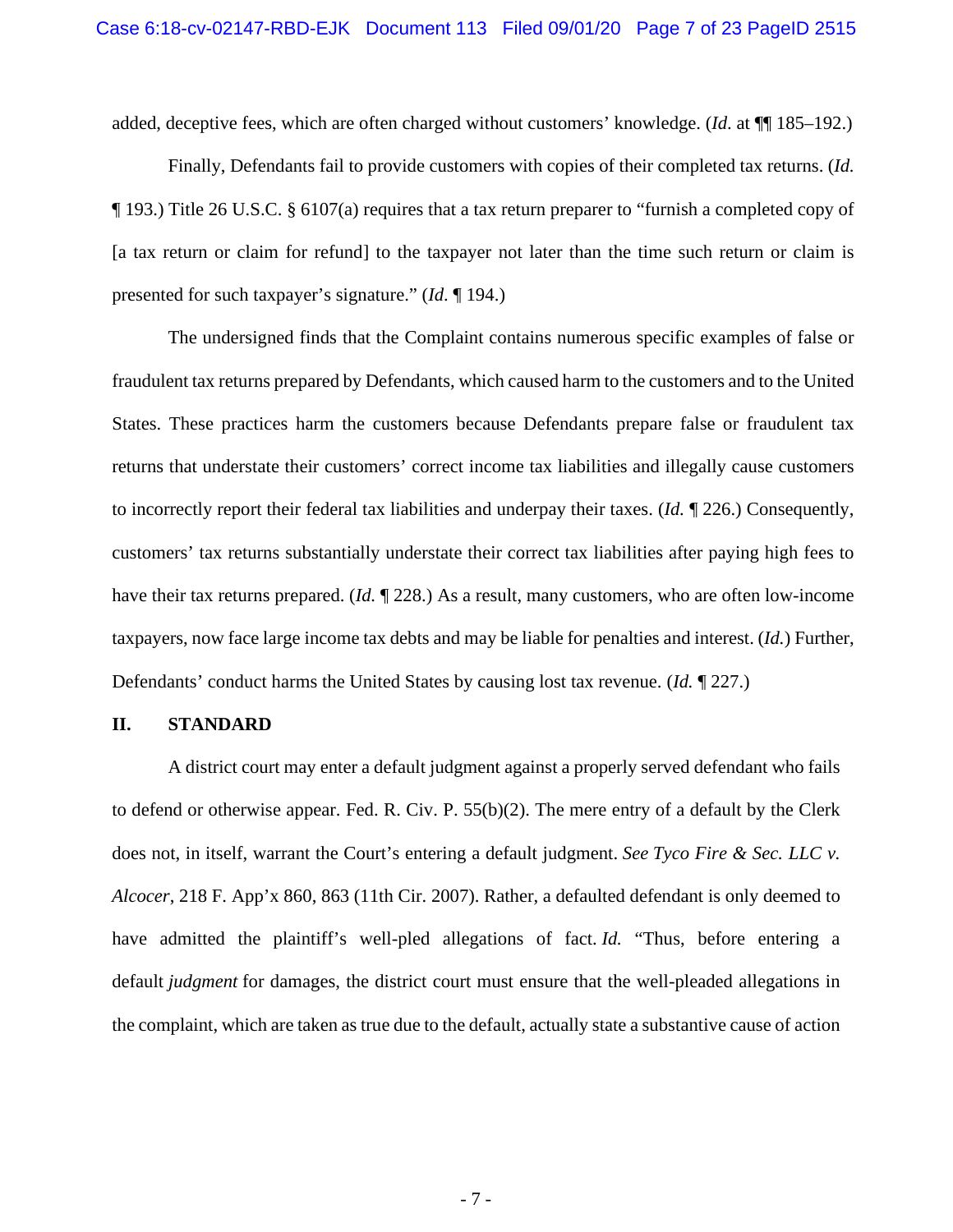added, deceptive fees, which are often charged without customers' knowledge. (*Id.* at ¶¶ 185–192.)

Finally, Defendants fail to provide customers with copies of their completed tax returns. (*Id.* ¶ 193.) Title 26 U.S.C. § 6107(a) requires that a tax return preparer to "furnish a completed copy of [a tax return or claim for refund] to the taxpayer not later than the time such return or claim is presented for such taxpayer's signature." (*Id.* ¶ 194.)

The undersigned finds that the Complaint contains numerous specific examples of false or fraudulent tax returns prepared by Defendants, which caused harm to the customers and to the United States. These practices harm the customers because Defendants prepare false or fraudulent tax returns that understate their customers' correct income tax liabilities and illegally cause customers to incorrectly report their federal tax liabilities and underpay their taxes. (*Id.* ¶ 226.) Consequently, customers' tax returns substantially understate their correct tax liabilities after paying high fees to have their tax returns prepared. (*Id.* ¶ 228.) As a result, many customers, who are often low-income taxpayers, now face large income tax debts and may be liable for penalties and interest. (*Id.*) Further, Defendants' conduct harms the United States by causing lost tax revenue. (*Id.* ¶ 227.)

## II. STANDARD

A district court may enter a default judgment against a properly served defendant who fails to defend or otherwise appear. Fed. R. Civ. P. 55(b)(2). The mere entry of a default by the Clerk does not, in itself, warrant the Court's entering a default judgment. *See Tyco Fire & Sec. LLC v. Alcocer*, 218 F. App'x 860, 863 (11th Cir. 2007). Rather, a defaulted defendant is only deemed to have admitted the plaintiff's well-pled allegations of fact. *Id.* "Thus, before entering a default *judgment* for damages, the district court must ensure that the well-pleaded allegations in the complaint, which are taken as true due to the default, actually state a substantive cause of action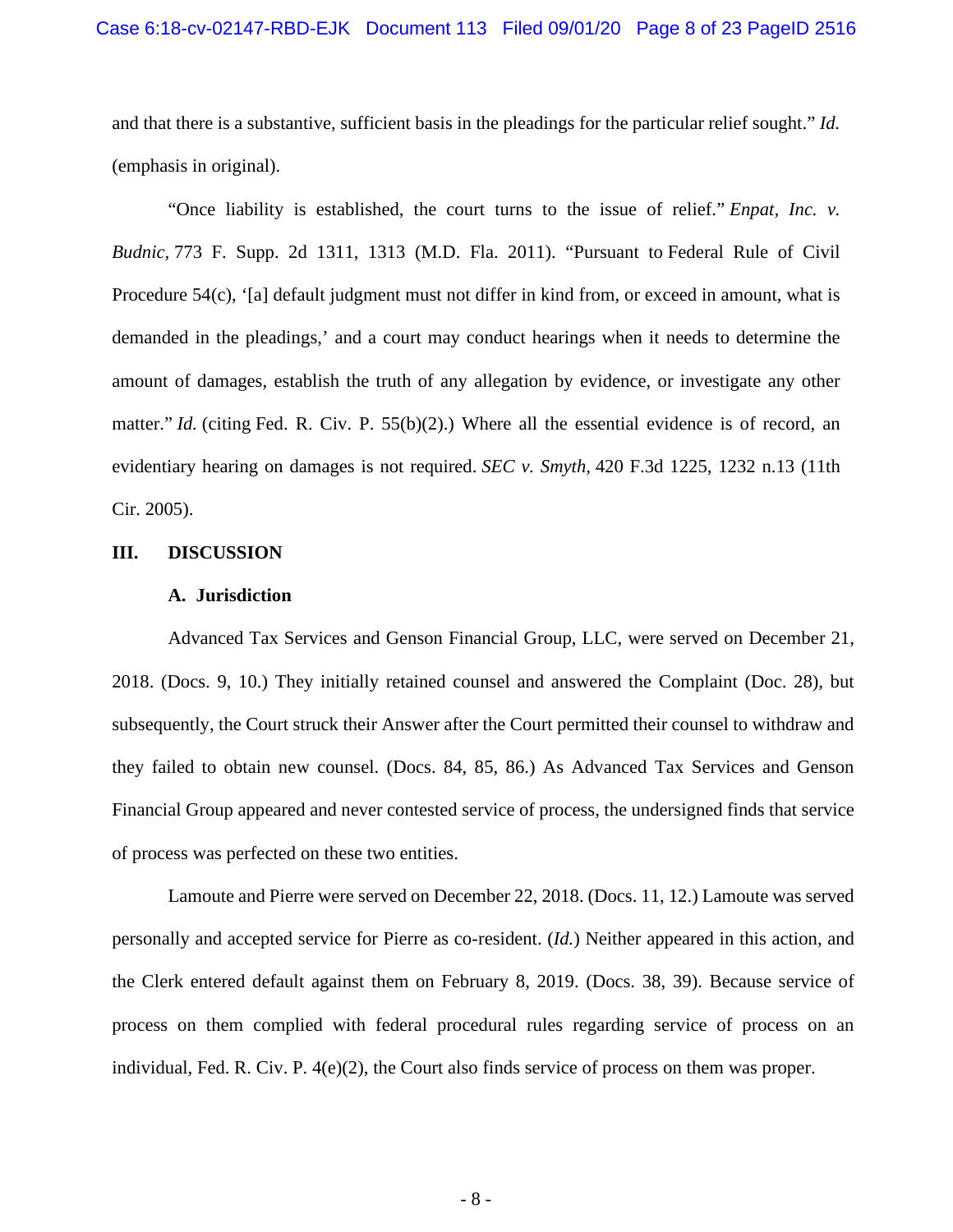and that there is a substantive, sufficient basis in the pleadings for the particular relief sought." *Id.* (emphasis in original).

"Once liability is established, the court turns to the issue of relief." *Enpat, Inc. v. Budnic,* 773 F. Supp. 2d 1311, 1313 (M.D. Fla. 2011). "Pursuant to Federal Rule of Civil Procedure 54(c), '[a] default judgment must not differ in kind from, or exceed in amount, what is demanded in the pleadings,' and a court may conduct hearings when it needs to determine the amount of damages, establish the truth of any allegation by evidence, or investigate any other matter." *Id.* (citing Fed. R. Civ. P. 55(b)(2).) Where all the essential evidence is of record, an evidentiary hearing on damages is not required. *SEC v. Smyth,* 420 F.3d 1225, 1232 n.13 (11th Cir. 2005).

## III. DISCUSSION

### A. Jurisdiction

Advanced Tax Services and Genson Financial Group, LLC, were served on December 21, 2018. (Docs. 9, 10.) They initially retained counsel and answered the Complaint (Doc. 28), but subsequently, the Court struck their Answer after the Court permitted their counsel to withdraw and they failed to obtain new counsel. (Docs. 84, 85, 86.) As Advanced Tax Services and Genson Financial Group appeared and never contested service of process, the undersigned finds that service of process was perfected on these two entities.

Lamoute and Pierre were served on December 22, 2018. (Docs. 11, 12.) Lamoute was served personally and accepted service for Pierre as co-resident. (*Id.*) Neither appeared in this action, and the Clerk entered default against them on February 8, 2019. (Docs. 38, 39). Because service of process on them complied with federal procedural rules regarding service of process on an individual, Fed. R. Civ. P. 4(e)(2), the Court also finds service of process on them was proper.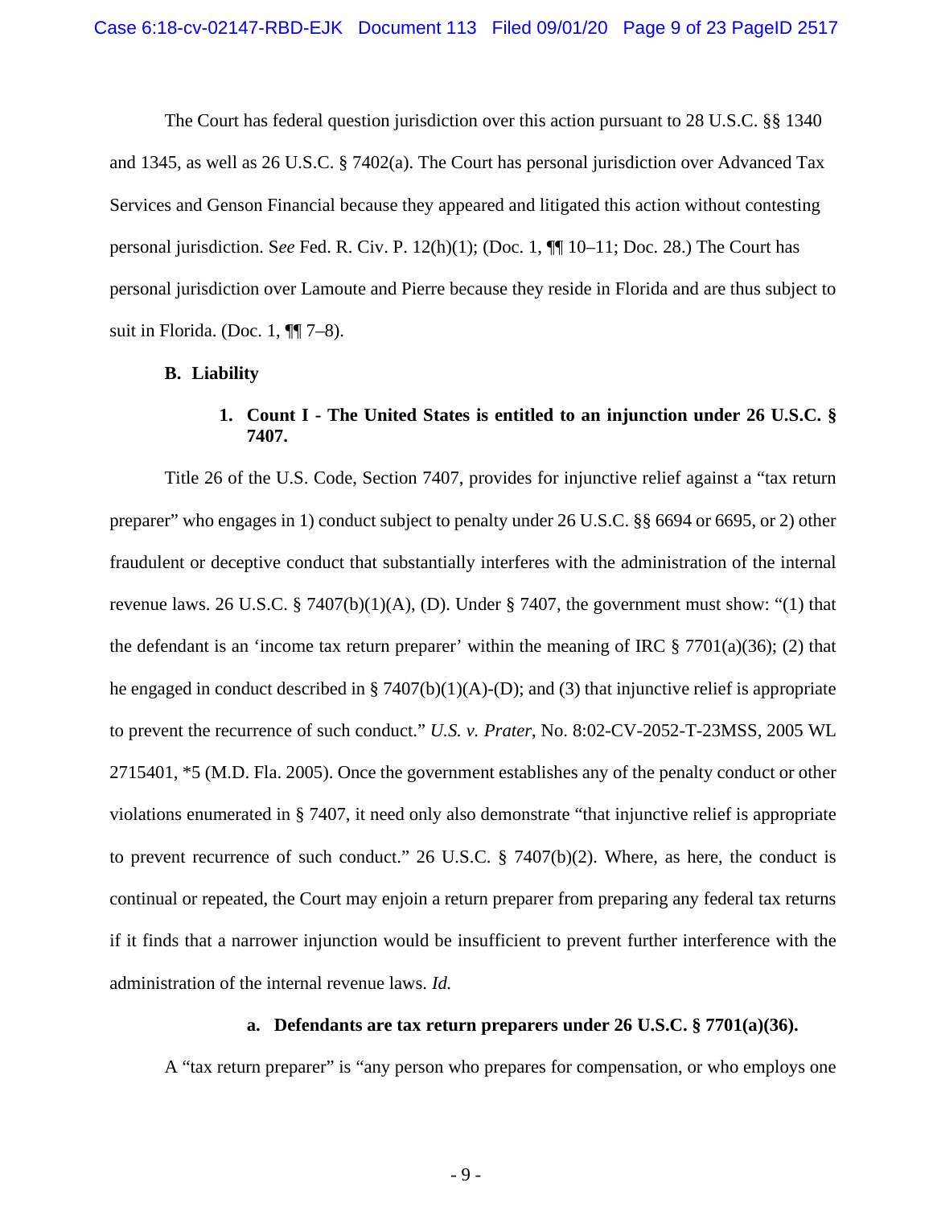The Court has federal question jurisdiction over this action pursuant to 28 U.S.C. §§ 1340 and 1345, as well as 26 U.S.C. § 7402(a). The Court has personal jurisdiction over Advanced Tax Services and Genson Financial because they appeared and litigated this action without contesting personal jurisdiction. S*ee* Fed. R. Civ. P. 12(h)(1); (Doc. 1, ¶¶ 10–11; Doc. 28.) The Court has personal jurisdiction over Lamoute and Pierre because they reside in Florida and are thus subject to suit in Florida. (Doc. 1, ¶¶ 7–8).

**B. Liability**

**1. Count I - The United States is entitled to an injunction under 26 U.S.C. § 7407.**

Title 26 of the U.S. Code, Section 7407, provides for injunctive relief against a "tax return preparer" who engages in 1) conduct subject to penalty under 26 U.S.C. §§ 6694 or 6695, or 2) other fraudulent or deceptive conduct that substantially interferes with the administration of the internal revenue laws. 26 U.S.C. § 7407(b)(1)(A), (D). Under § 7407, the government must show: "(1) that the defendant is an 'income tax return preparer' within the meaning of IRC § 7701(a)(36); (2) that he engaged in conduct described in § 7407(b)(1)(A)-(D); and (3) that injunctive relief is appropriate to prevent the recurrence of such conduct." *U.S. v. Prater*, No. 8:02-CV-2052-T-23MSS, 2005 WL 2715401, *5 (M.D. Fla. 2005). Once the government establishes any of the penalty conduct or other violations enumerated in § 7407, it need only also demonstrate "that injunctive relief is appropriate to prevent recurrence of such conduct." 26 U.S.C. § 7407(b)(2). Where, as here, the conduct is continual or repeated, the Court may enjoin a return preparer from preparing any federal tax returns if it finds that a narrower injunction would be insufficient to prevent further interference with the administration of the internal revenue laws. *Id.*

**a. Defendants are tax return preparers under 26 U.S.C. § 7701(a)(36).**

A "tax return preparer" is "any person who prepares for compensation, or who employs one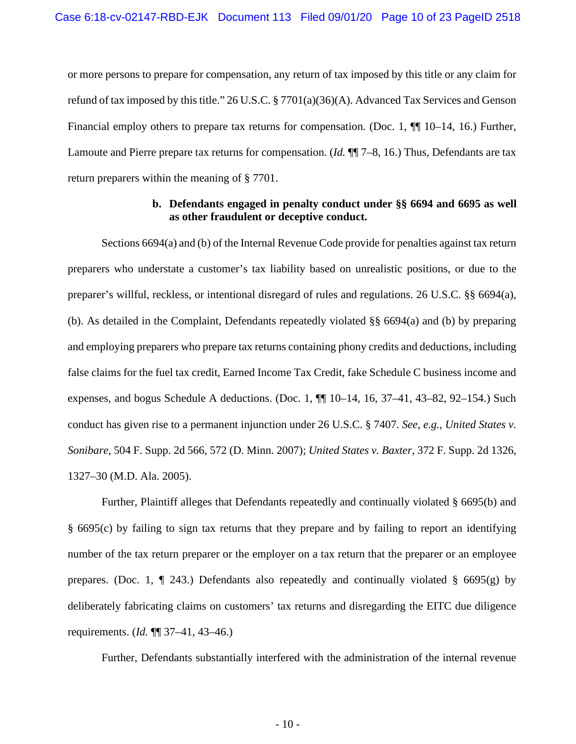or more persons to prepare for compensation, any return of tax imposed by this title or any claim for refund of tax imposed by this title." 26 U.S.C. § 7701(a)(36)(A). Advanced Tax Services and Genson Financial employ others to prepare tax returns for compensation. (Doc. 1, ¶¶ 10–14, 16.) Further, Lamoute and Pierre prepare tax returns for compensation. (*Id.* ¶¶ 7–8, 16.) Thus, Defendants are tax return preparers within the meaning of § 7701.

**b. Defendants engaged in penalty conduct under §§ 6694 and 6695 as well as other fraudulent or deceptive conduct.**

Sections 6694(a) and (b) of the Internal Revenue Code provide for penalties against tax return preparers who understate a customer's tax liability based on unrealistic positions, or due to the preparer's willful, reckless, or intentional disregard of rules and regulations. 26 U.S.C. §§ 6694(a), (b). As detailed in the Complaint, Defendants repeatedly violated §§ 6694(a) and (b) by preparing and employing preparers who prepare tax returns containing phony credits and deductions, including false claims for the fuel tax credit, Earned Income Tax Credit, fake Schedule C business income and expenses, and bogus Schedule A deductions. (Doc. 1, ¶¶ 10–14, 16, 37–41, 43–82, 92–154.) Such conduct has given rise to a permanent injunction under 26 U.S.C. § 7407. *See, e.g.*, *United States v. Sonibare*, 504 F. Supp. 2d 566, 572 (D. Minn. 2007); *United States v. Baxter*, 372 F. Supp. 2d 1326, 1327–30 (M.D. Ala. 2005).

Further, Plaintiff alleges that Defendants repeatedly and continually violated § 6695(b) and § 6695(c) by failing to sign tax returns that they prepare and by failing to report an identifying number of the tax return preparer or the employer on a tax return that the preparer or an employee prepares. (Doc. 1, ¶ 243.) Defendants also repeatedly and continually violated § 6695(g) by deliberately fabricating claims on customers' tax returns and disregarding the EITC due diligence requirements. (*Id.* ¶¶ 37–41, 43–46.)

Further, Defendants substantially interfered with the administration of the internal revenue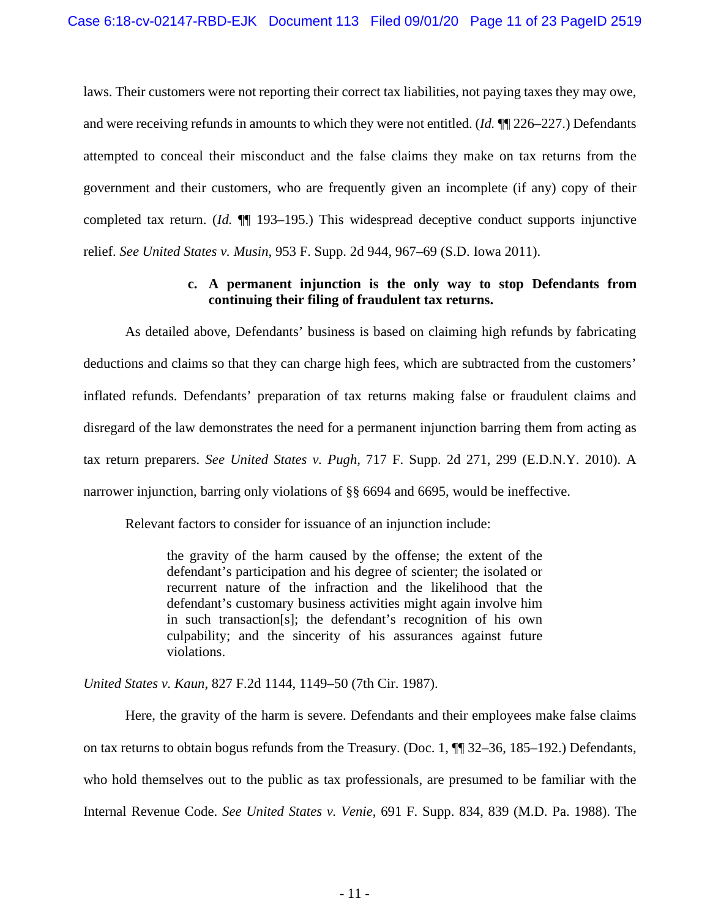laws. Their customers were not reporting their correct tax liabilities, not paying taxes they may owe, and were receiving refunds in amounts to which they were not entitled. (*Id.* ¶¶ 226–227.) Defendants attempted to conceal their misconduct and the false claims they make on tax returns from the government and their customers, who are frequently given an incomplete (if any) copy of their completed tax return. (*Id.* ¶¶ 193–195.) This widespread deceptive conduct supports injunctive relief. *See United States v. Musin*, 953 F. Supp. 2d 944, 967–69 (S.D. Iowa 2011).

**c. A permanent injunction is the only way to stop Defendants from continuing their filing of fraudulent tax returns.**

As detailed above, Defendants' business is based on claiming high refunds by fabricating deductions and claims so that they can charge high fees, which are subtracted from the customers' inflated refunds. Defendants' preparation of tax returns making false or fraudulent claims and disregard of the law demonstrates the need for a permanent injunction barring them from acting as tax return preparers. *See United States v. Pugh*, 717 F. Supp. 2d 271, 299 (E.D.N.Y. 2010). A narrower injunction, barring only violations of §§ 6694 and 6695, would be ineffective.

Relevant factors to consider for issuance of an injunction include:

> the gravity of the harm caused by the offense; the extent of the defendant's participation and his degree of scienter; the isolated or recurrent nature of the infraction and the likelihood that the defendant's customary business activities might again involve him in such transaction[s]; the defendant's recognition of his own culpability; and the sincerity of his assurances against future violations.

*United States v. Kaun*, 827 F.2d 1144, 1149–50 (7th Cir. 1987).

Here, the gravity of the harm is severe. Defendants and their employees make false claims on tax returns to obtain bogus refunds from the Treasury. (Doc. 1, ¶¶ 32–36, 185–192.) Defendants, who hold themselves out to the public as tax professionals, are presumed to be familiar with the Internal Revenue Code. *See United States v. Venie*, 691 F. Supp. 834, 839 (M.D. Pa. 1988). The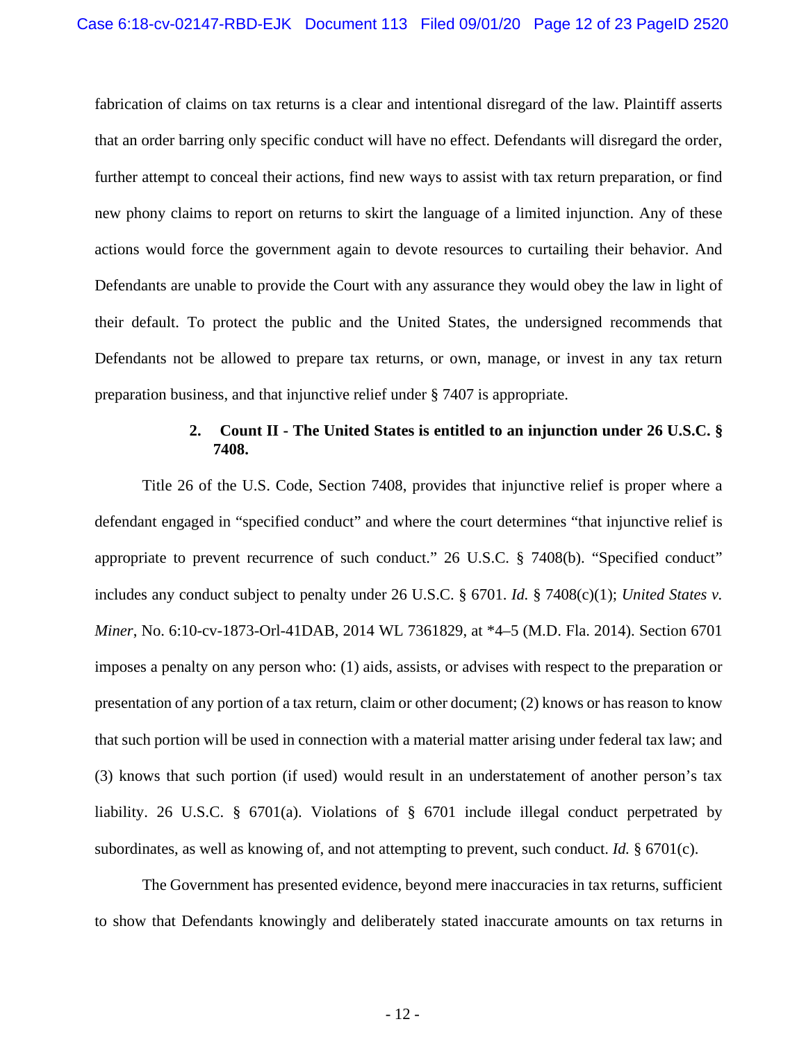fabrication of claims on tax returns is a clear and intentional disregard of the law. Plaintiff asserts that an order barring only specific conduct will have no effect. Defendants will disregard the order, further attempt to conceal their actions, find new ways to assist with tax return preparation, or find new phony claims to report on returns to skirt the language of a limited injunction. Any of these actions would force the government again to devote resources to curtailing their behavior. And Defendants are unable to provide the Court with any assurance they would obey the law in light of their default. To protect the public and the United States, the undersigned recommends that Defendants not be allowed to prepare tax returns, or own, manage, or invest in any tax return preparation business, and that injunctive relief under § 7407 is appropriate.

**2. Count II - The United States is entitled to an injunction under 26 U.S.C. § 7408.**

Title 26 of the U.S. Code, Section 7408, provides that injunctive relief is proper where a defendant engaged in "specified conduct" and where the court determines "that injunctive relief is appropriate to prevent recurrence of such conduct." 26 U.S.C. § 7408(b). "Specified conduct" includes any conduct subject to penalty under 26 U.S.C. § 6701. *Id.* § 7408(c)(1); *United States v. Miner*, No. 6:10-cv-1873-Orl-41DAB, 2014 WL 7361829, at *4–5 (M.D. Fla. 2014). Section 6701 imposes a penalty on any person who: (1) aids, assists, or advises with respect to the preparation or presentation of any portion of a tax return, claim or other document; (2) knows or has reason to know that such portion will be used in connection with a material matter arising under federal tax law; and (3) knows that such portion (if used) would result in an understatement of another person's tax liability. 26 U.S.C. § 6701(a). Violations of § 6701 include illegal conduct perpetrated by subordinates, as well as knowing of, and not attempting to prevent, such conduct. *Id.* § 6701(c).

The Government has presented evidence, beyond mere inaccuracies in tax returns, sufficient to show that Defendants knowingly and deliberately stated inaccurate amounts on tax returns in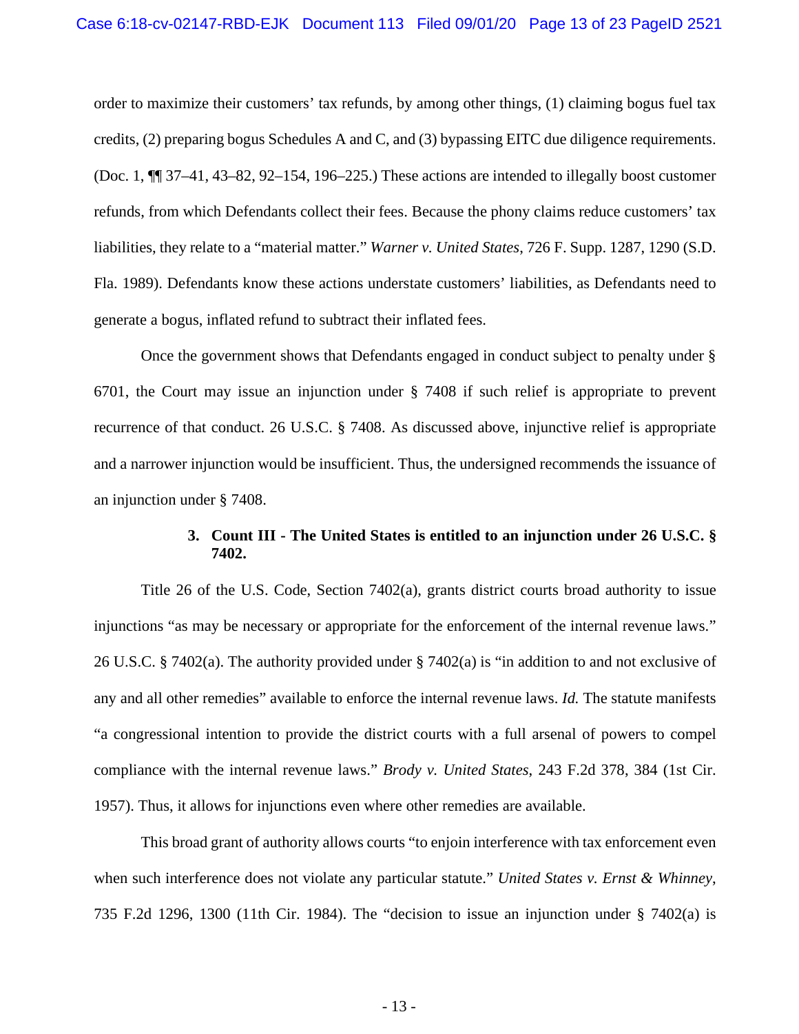order to maximize their customers' tax refunds, by among other things, (1) claiming bogus fuel tax credits, (2) preparing bogus Schedules A and C, and (3) bypassing EITC due diligence requirements. (Doc. 1, ¶¶ 37–41, 43–82, 92–154, 196–225.) These actions are intended to illegally boost customer refunds, from which Defendants collect their fees. Because the phony claims reduce customers' tax liabilities, they relate to a "material matter." *Warner v. United States*, 726 F. Supp. 1287, 1290 (S.D. Fla. 1989). Defendants know these actions understate customers' liabilities, as Defendants need to generate a bogus, inflated refund to subtract their inflated fees.

Once the government shows that Defendants engaged in conduct subject to penalty under § 6701, the Court may issue an injunction under § 7408 if such relief is appropriate to prevent recurrence of that conduct. 26 U.S.C. § 7408. As discussed above, injunctive relief is appropriate and a narrower injunction would be insufficient. Thus, the undersigned recommends the issuance of an injunction under § 7408.

**3. Count III - The United States is entitled to an injunction under 26 U.S.C. § 7402.**

Title 26 of the U.S. Code, Section 7402(a), grants district courts broad authority to issue injunctions "as may be necessary or appropriate for the enforcement of the internal revenue laws." 26 U.S.C. § 7402(a). The authority provided under § 7402(a) is "in addition to and not exclusive of any and all other remedies" available to enforce the internal revenue laws. *Id.* The statute manifests "a congressional intention to provide the district courts with a full arsenal of powers to compel compliance with the internal revenue laws." *Brody v. United States*, 243 F.2d 378, 384 (1st Cir. 1957). Thus, it allows for injunctions even where other remedies are available.

This broad grant of authority allows courts "to enjoin interference with tax enforcement even when such interference does not violate any particular statute." *United States v. Ernst & Whinney*, 735 F.2d 1296, 1300 (11th Cir. 1984). The "decision to issue an injunction under § 7402(a) is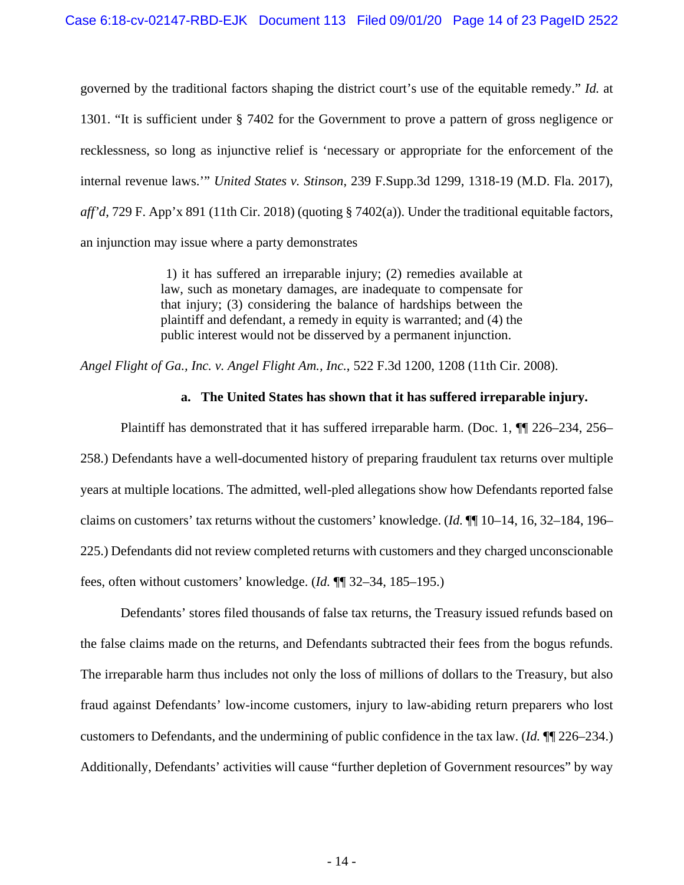governed by the traditional factors shaping the district court's use of the equitable remedy." *Id.* at 1301. "It is sufficient under § 7402 for the Government to prove a pattern of gross negligence or recklessness, so long as injunctive relief is 'necessary or appropriate for the enforcement of the internal revenue laws.'" *United States v. Stinson*, 239 F.Supp.3d 1299, 1318-19 (M.D. Fla. 2017), *aff'd*, 729 F. App'x 891 (11th Cir. 2018) (quoting § 7402(a)). Under the traditional equitable factors, an injunction may issue where a party demonstrates

> 1) it has suffered an irreparable injury; (2) remedies available at law, such as monetary damages, are inadequate to compensate for that injury; (3) considering the balance of hardships between the plaintiff and defendant, a remedy in equity is warranted; and (4) the public interest would not be disserved by a permanent injunction.

*Angel Flight of Ga., Inc. v. Angel Flight Am., Inc.*, 522 F.3d 1200, 1208 (11th Cir. 2008).

**a. The United States has shown that it has suffered irreparable injury.**

Plaintiff has demonstrated that it has suffered irreparable harm. (Doc. 1, ¶¶ 226–234, 256–258.) Defendants have a well-documented history of preparing fraudulent tax returns over multiple years at multiple locations. The admitted, well-pled allegations show how Defendants reported false claims on customers' tax returns without the customers' knowledge. (*Id.* ¶¶ 10–14, 16, 32–184, 196–225.) Defendants did not review completed returns with customers and they charged unconscionable fees, often without customers' knowledge. (*Id.* ¶¶ 32–34, 185–195.)

Defendants' stores filed thousands of false tax returns, the Treasury issued refunds based on the false claims made on the returns, and Defendants subtracted their fees from the bogus refunds. The irreparable harm thus includes not only the loss of millions of dollars to the Treasury, but also fraud against Defendants' low-income customers, injury to law-abiding return preparers who lost customers to Defendants, and the undermining of public confidence in the tax law. (*Id.* ¶¶ 226–234.) Additionally, Defendants' activities will cause "further depletion of Government resources" by way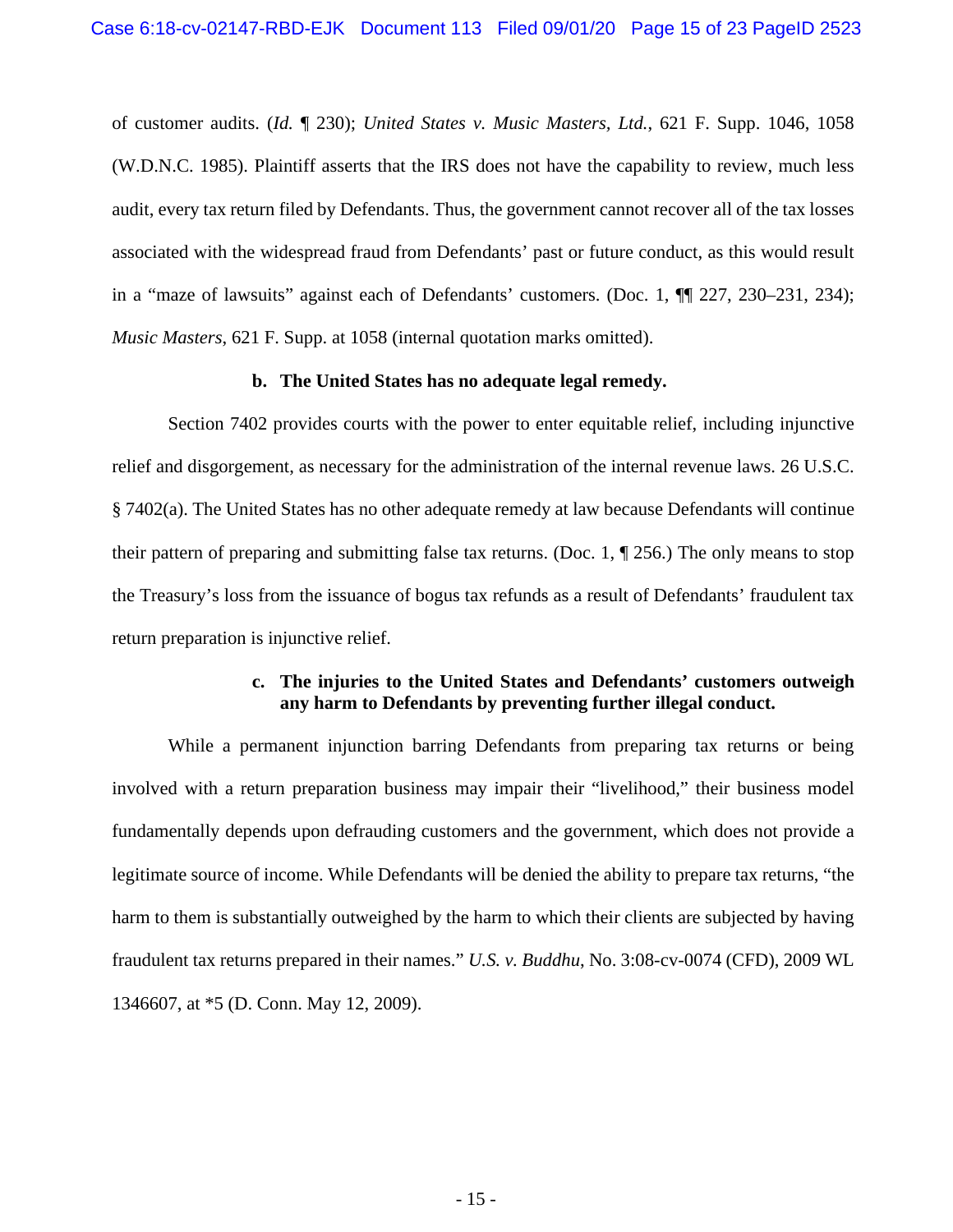of customer audits. (*Id.* ¶ 230); *United States v. Music Masters, Ltd.*, 621 F. Supp. 1046, 1058 (W.D.N.C. 1985). Plaintiff asserts that the IRS does not have the capability to review, much less audit, every tax return filed by Defendants. Thus, the government cannot recover all of the tax losses associated with the widespread fraud from Defendants' past or future conduct, as this would result in a "maze of lawsuits" against each of Defendants' customers. (Doc. 1, ¶¶ 227, 230–231, 234); *Music Masters*, 621 F. Supp. at 1058 (internal quotation marks omitted).

**b. The United States has no adequate legal remedy.**

Section 7402 provides courts with the power to enter equitable relief, including injunctive relief and disgorgement, as necessary for the administration of the internal revenue laws. 26 U.S.C. § 7402(a). The United States has no other adequate remedy at law because Defendants will continue their pattern of preparing and submitting false tax returns. (Doc. 1, ¶ 256.) The only means to stop the Treasury's loss from the issuance of bogus tax refunds as a result of Defendants' fraudulent tax return preparation is injunctive relief.

**c. The injuries to the United States and Defendants' customers outweigh any harm to Defendants by preventing further illegal conduct.**

While a permanent injunction barring Defendants from preparing tax returns or being involved with a return preparation business may impair their "livelihood," their business model fundamentally depends upon defrauding customers and the government, which does not provide a legitimate source of income. While Defendants will be denied the ability to prepare tax returns, "the harm to them is substantially outweighed by the harm to which their clients are subjected by having fraudulent tax returns prepared in their names." *U.S. v. Buddhu*, No. 3:08-cv-0074 (CFD), 2009 WL 1346607, at *5 (D. Conn. May 12, 2009).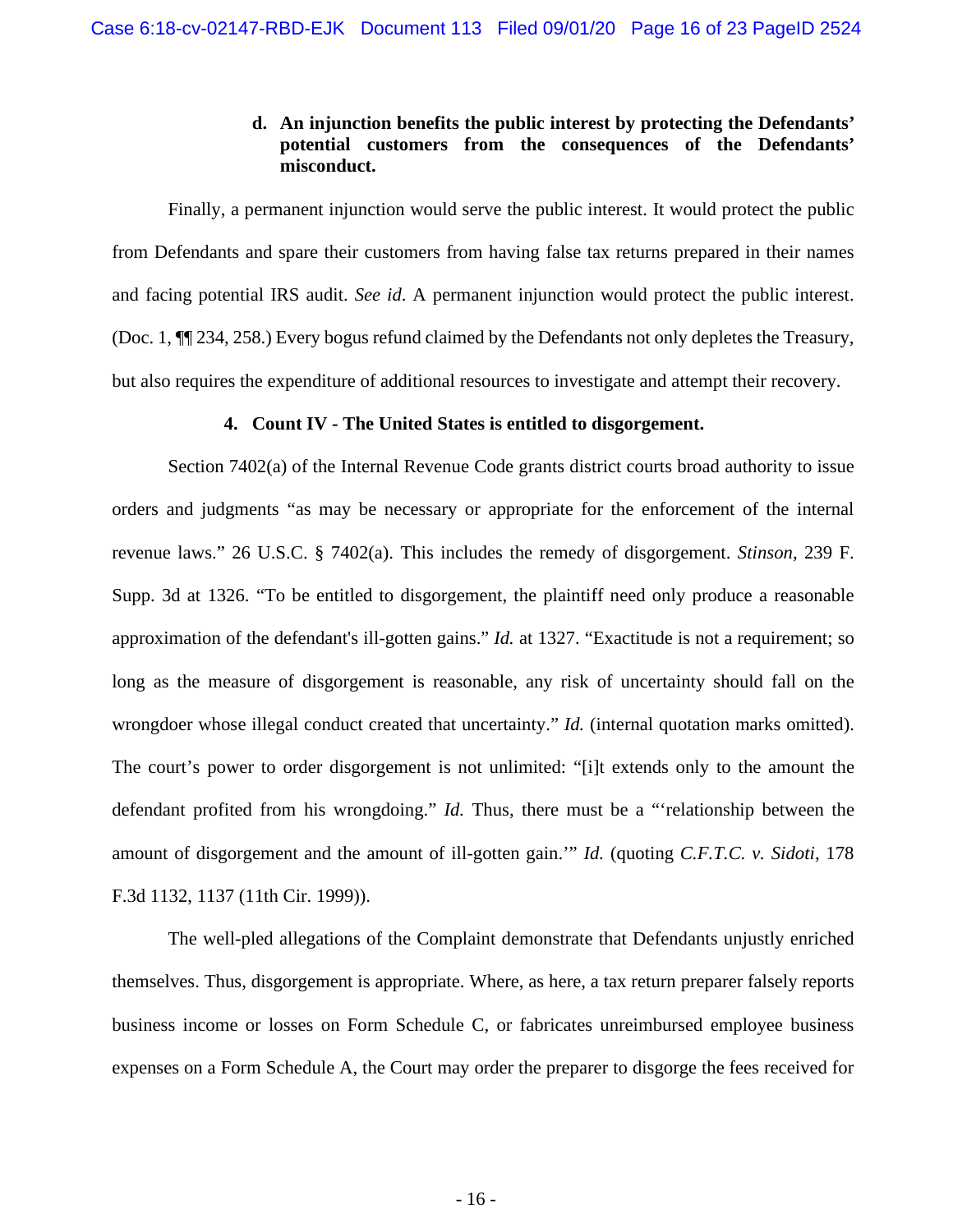**d. An injunction benefits the public interest by protecting the Defendants' potential customers from the consequences of the Defendants' misconduct.**

Finally, a permanent injunction would serve the public interest. It would protect the public from Defendants and spare their customers from having false tax returns prepared in their names and facing potential IRS audit. *See id*. A permanent injunction would protect the public interest. (Doc. 1, ¶¶ 234, 258.) Every bogus refund claimed by the Defendants not only depletes the Treasury, but also requires the expenditure of additional resources to investigate and attempt their recovery.

**4. Count IV - The United States is entitled to disgorgement.**

Section 7402(a) of the Internal Revenue Code grants district courts broad authority to issue orders and judgments "as may be necessary or appropriate for the enforcement of the internal revenue laws." 26 U.S.C. § 7402(a). This includes the remedy of disgorgement. *Stinson*, 239 F. Supp. 3d at 1326. "To be entitled to disgorgement, the plaintiff need only produce a reasonable approximation of the defendant's ill-gotten gains." *Id.* at 1327. "Exactitude is not a requirement; so long as the measure of disgorgement is reasonable, any risk of uncertainty should fall on the wrongdoer whose illegal conduct created that uncertainty." *Id.* (internal quotation marks omitted). The court's power to order disgorgement is not unlimited: "[i]t extends only to the amount the defendant profited from his wrongdoing." *Id.* Thus, there must be a "'relationship between the amount of disgorgement and the amount of ill-gotten gain.'" *Id.* (quoting *C.F.T.C. v. Sidoti*, 178 F.3d 1132, 1137 (11th Cir. 1999)).

The well-pled allegations of the Complaint demonstrate that Defendants unjustly enriched themselves. Thus, disgorgement is appropriate. Where, as here, a tax return preparer falsely reports business income or losses on Form Schedule C, or fabricates unreimbursed employee business expenses on a Form Schedule A, the Court may order the preparer to disgorge the fees received for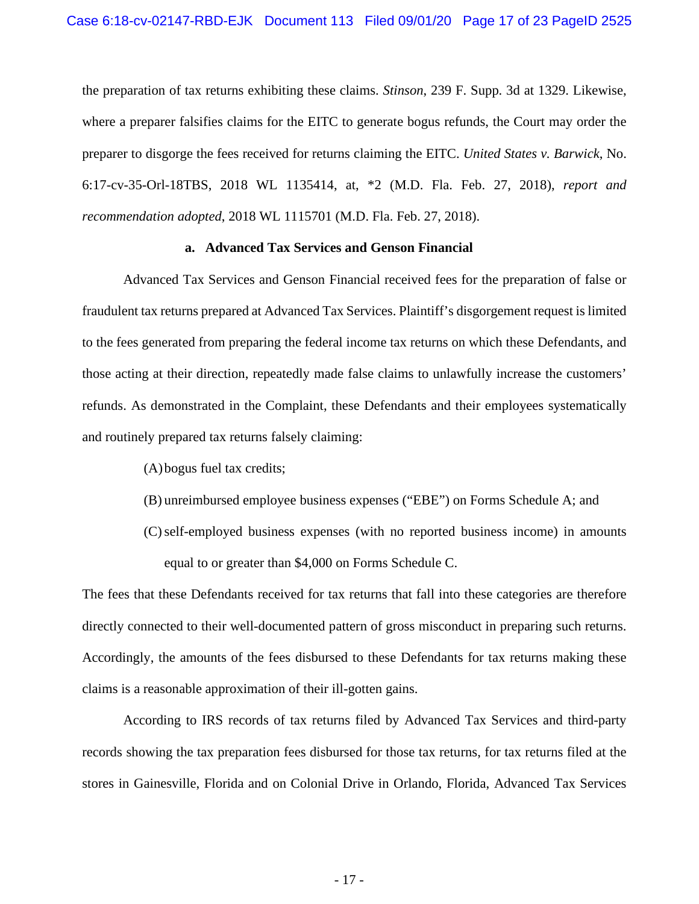the preparation of tax returns exhibiting these claims. *Stinson*, 239 F. Supp. 3d at 1329. Likewise, where a preparer falsifies claims for the EITC to generate bogus refunds, the Court may order the preparer to disgorge the fees received for returns claiming the EITC. *United States v. Barwick*, No. 6:17-cv-35-Orl-18TBS, 2018 WL 1135414, at, *2 (M.D. Fla. Feb. 27, 2018), *report and recommendation adopted*, 2018 WL 1115701 (M.D. Fla. Feb. 27, 2018).

**a. Advanced Tax Services and Genson Financial**

Advanced Tax Services and Genson Financial received fees for the preparation of false or fraudulent tax returns prepared at Advanced Tax Services. Plaintiff's disgorgement request is limited to the fees generated from preparing the federal income tax returns on which these Defendants, and those acting at their direction, repeatedly made false claims to unlawfully increase the customers' refunds. As demonstrated in the Complaint, these Defendants and their employees systematically and routinely prepared tax returns falsely claiming:

(A) bogus fuel tax credits;

(B) unreimbursed employee business expenses ("EBE") on Forms Schedule A; and

(C) self-employed business expenses (with no reported business income) in amounts equal to or greater than $4,000 on Forms Schedule C.

The fees that these Defendants received for tax returns that fall into these categories are therefore directly connected to their well-documented pattern of gross misconduct in preparing such returns. Accordingly, the amounts of the fees disbursed to these Defendants for tax returns making these claims is a reasonable approximation of their ill-gotten gains.

According to IRS records of tax returns filed by Advanced Tax Services and third-party records showing the tax preparation fees disbursed for those tax returns, for tax returns filed at the stores in Gainesville, Florida and on Colonial Drive in Orlando, Florida, Advanced Tax Services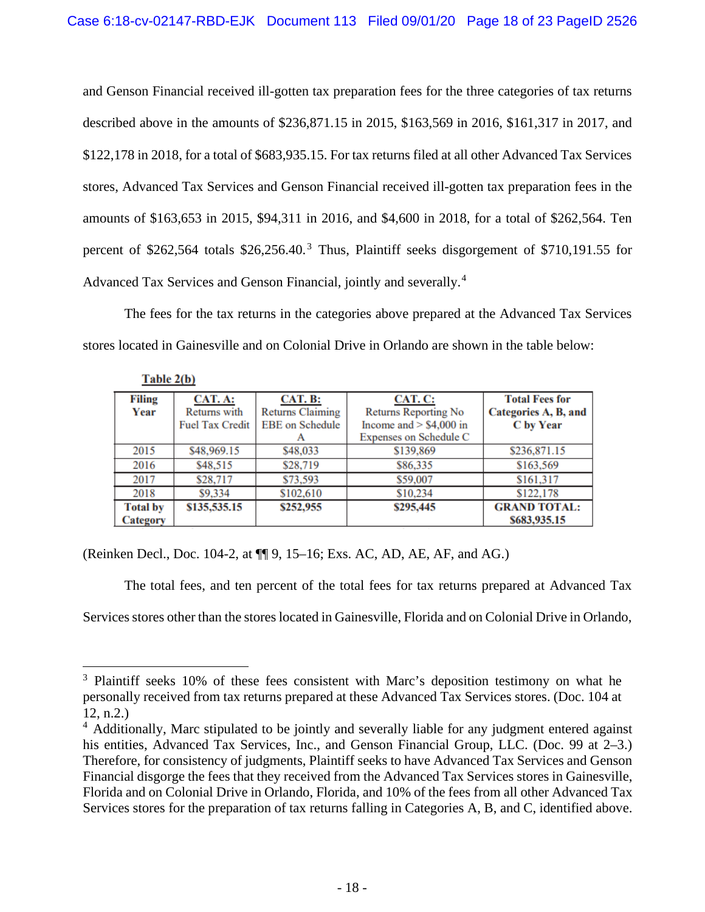and Genson Financial received ill-gotten tax preparation fees for the three categories of tax returns described above in the amounts of $236,871.15 in 2015, $163,569 in 2016, $161,317 in 2017, and $122,178 in 2018, for a total of $683,935.15. For tax returns filed at all other Advanced Tax Services stores, Advanced Tax Services and Genson Financial received ill-gotten tax preparation fees in the amounts of $163,653 in 2015, $94,311 in 2016, and $4,600 in 2018, for a total of $262,564. Ten percent of $262,564 totals $26,256.40.[3] Thus, Plaintiff seeks disgorgement of $710,191.55 for Advanced Tax Services and Genson Financial, jointly and severally.[4]

The fees for the tax returns in the categories above prepared at the Advanced Tax Services stores located in Gainesville and on Colonial Drive in Orlando are shown in the table below:

**Table 2(b)**

| Filing Year | CAT. A: Returns with Fuel Tax Credit | CAT. B: Returns Claiming EBE on Schedule A | CAT. C: Returns Reporting No Income and > $4,000 in Expenses on Schedule C | Total Fees for Categories A, B, and C by Year |
|---|---|---|---|---|
| 2015 | $48,969.15 | $48,033 | $139,869 | $236,871.15 |
| 2016 | $48,515 | $28,719 | $86,335 | $163,569 |
| 2017 | $28,717 | $73,593 | $59,007 | $161,317 |
| 2018 | $9,334 | $102,610 | $10,234 | $122,178 |
| **Total by Category** | **$135,535.15** | **$252,955** | **$295,445** | **GRAND TOTAL: $683,935.15** |

(Reinken Decl., Doc. 104-2, at ¶¶ 9, 15–16; Exs. AC, AD, AE, AF, and AG.)

The total fees, and ten percent of the total fees for tax returns prepared at Advanced Tax Services stores other than the stores located in Gainesville, Florida and on Colonial Drive in Orlando,

---

[3] Plaintiff seeks 10% of these fees consistent with Marc's deposition testimony on what he personally received from tax returns prepared at these Advanced Tax Services stores. (Doc. 104 at 12, n.2.)

[4] Additionally, Marc stipulated to be jointly and severally liable for any judgment entered against his entities, Advanced Tax Services, Inc., and Genson Financial Group, LLC. (Doc. 99 at 2–3.) Therefore, for consistency of judgments, Plaintiff seeks to have Advanced Tax Services and Genson Financial disgorge the fees that they received from the Advanced Tax Services stores in Gainesville, Florida and on Colonial Drive in Orlando, Florida, and 10% of the fees from all other Advanced Tax Services stores for the preparation of tax returns falling in Categories A, B, and C, identified above.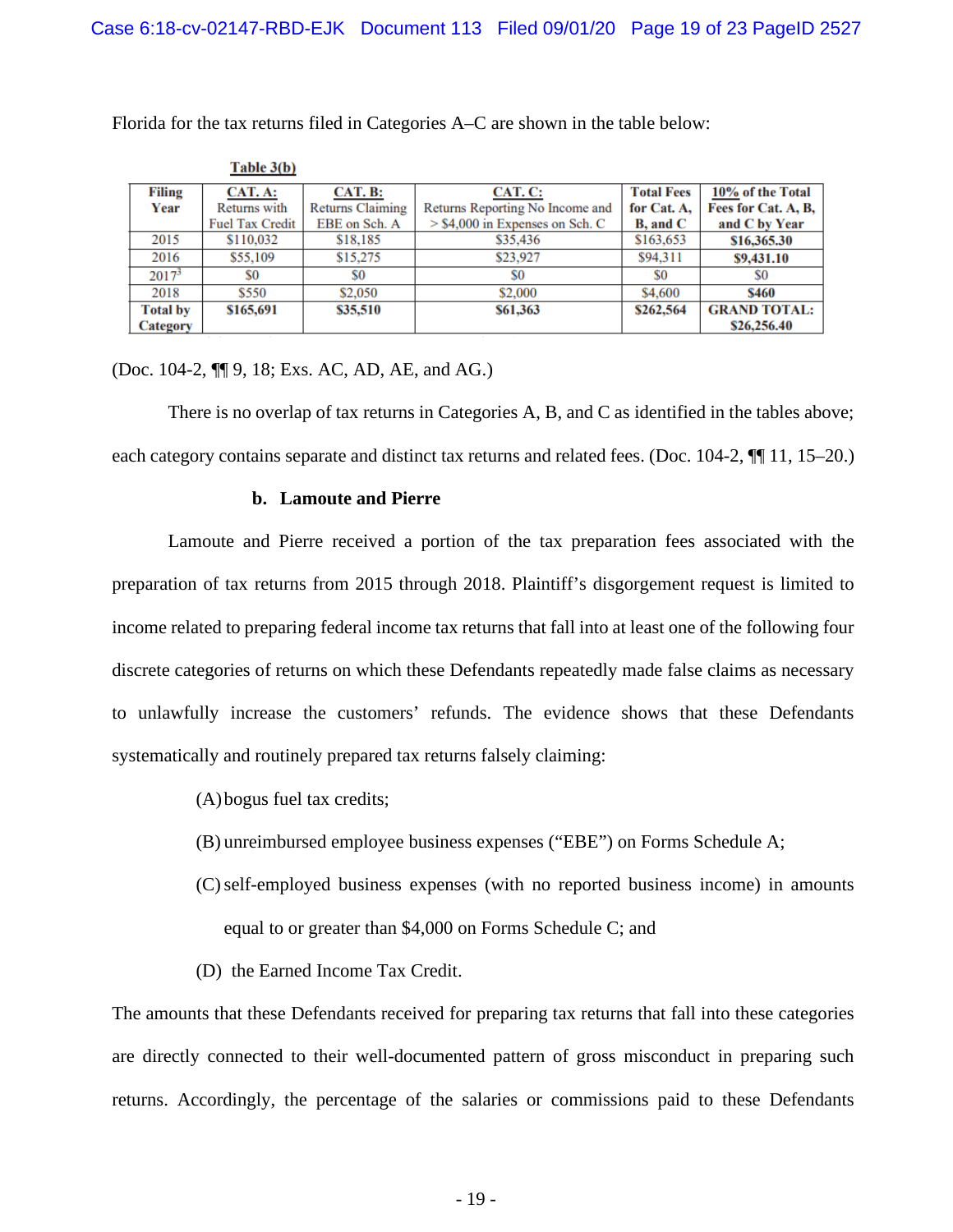Florida for the tax returns filed in Categories A–C are shown in the table below:

**Table 3(b)**

| Filing Year | CAT. A: Returns with Fuel Tax Credit | CAT. B: Returns Claiming EBE on Sch. A | CAT. C: Returns Reporting No Income and > $4,000 in Expenses on Sch. C | Total Fees for Cat. A, B, and C | 10% of the Total Fees for Cat. A, B, and C by Year |
|---|---|---|---|---|---|
| 2015 | $110,032 | $18,185 | $35,436 | $163,653 | **$16,365.30** |
| 2016 | $55,109 | $15,275 | $23,927 | $94,311 | **$9,431.10** |
| 2017[3] | $0 | $0 | $0 | $0 | $0 |
| 2018 | $550 | $2,050 | $2,000 | $4,600 | **$460** |
| **Total by Category** | **$165,691** | **$35,510** | **$61,363** | **$262,564** | **GRAND TOTAL: $26,256.40** |

(Doc. 104-2, ¶¶ 9, 18; Exs. AC, AD, AE, and AG.)

There is no overlap of tax returns in Categories A, B, and C as identified in the tables above; each category contains separate and distinct tax returns and related fees. (Doc. 104-2, ¶¶ 11, 15–20.)

**b. Lamoute and Pierre**

Lamoute and Pierre received a portion of the tax preparation fees associated with the preparation of tax returns from 2015 through 2018. Plaintiff's disgorgement request is limited to income related to preparing federal income tax returns that fall into at least one of the following four discrete categories of returns on which these Defendants repeatedly made false claims as necessary to unlawfully increase the customers' refunds. The evidence shows that these Defendants systematically and routinely prepared tax returns falsely claiming:

(A) bogus fuel tax credits;

(B) unreimbursed employee business expenses ("EBE") on Forms Schedule A;

(C) self-employed business expenses (with no reported business income) in amounts equal to or greater than $4,000 on Forms Schedule C; and

(D) the Earned Income Tax Credit.

The amounts that these Defendants received for preparing tax returns that fall into these categories are directly connected to their well-documented pattern of gross misconduct in preparing such returns. Accordingly, the percentage of the salaries or commissions paid to these Defendants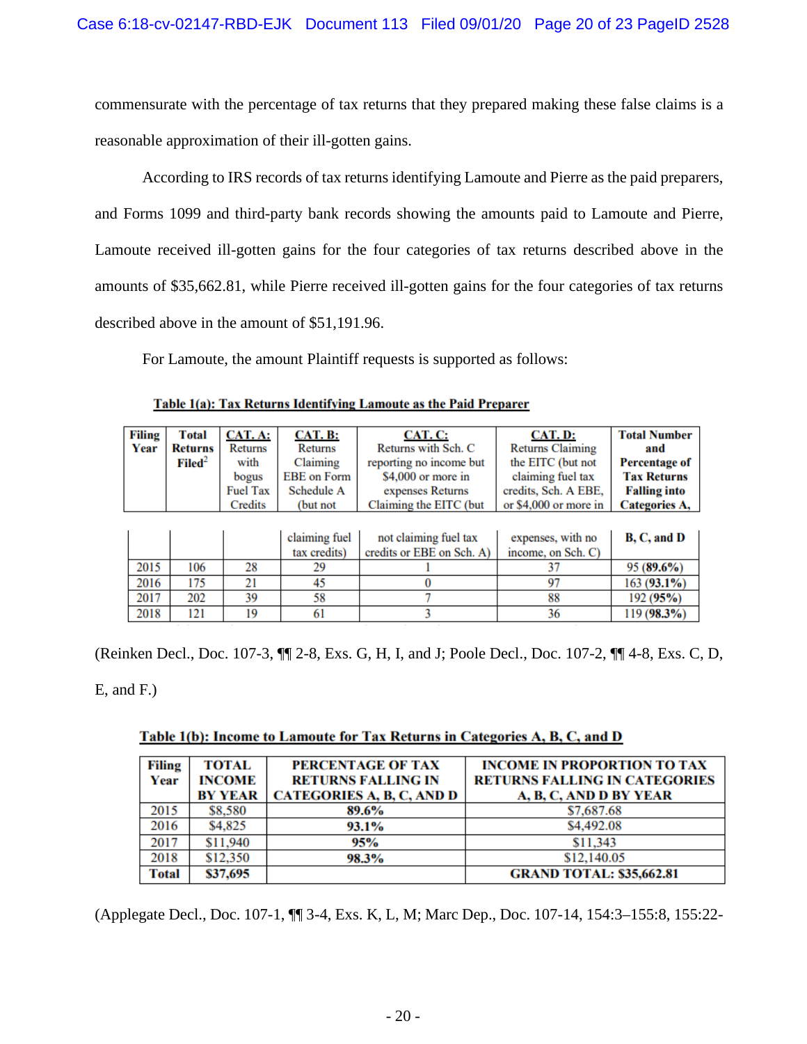commensurate with the percentage of tax returns that they prepared making these false claims is a reasonable approximation of their ill-gotten gains.

According to IRS records of tax returns identifying Lamoute and Pierre as the paid preparers, and Forms 1099 and third-party bank records showing the amounts paid to Lamoute and Pierre, Lamoute received ill-gotten gains for the four categories of tax returns described above in the amounts of $35,662.81, while Pierre received ill-gotten gains for the four categories of tax returns described above in the amount of $51,191.96.

For Lamoute, the amount Plaintiff requests is supported as follows:

**Table 1(a): Tax Returns Identifying Lamoute as the Paid Preparer**

| Filing Year | Total Returns Filed[2] | CAT. A: Returns with bogus Fuel Tax Credits | CAT. B: Returns Claiming EBE on Form Schedule A (but not claiming fuel tax credits) | CAT. C: Returns with Sch. C reporting no income but $4,000 or more in expenses Returns Claiming the EITC (but not claiming fuel tax credits or EBE on Sch. A) | CAT. D: Returns Claiming the EITC (but not claiming fuel tax credits, Sch. A EBE, or $4,000 or more in expenses, with no income, on Sch. C) | Total Number and Percentage of Tax Returns Falling into Categories A, B, C, and D |
|---|---|---|---|---|---|---|
| 2015 | 106 | 28 | 29 | 1 | 37 | 95 (**89.6%**) |
| 2016 | 175 | 21 | 45 | 0 | 97 | 163 (**93.1%**) |
| 2017 | 202 | 39 | 58 | 7 | 88 | 192 (**95%**) |
| 2018 | 121 | 19 | 61 | 3 | 36 | 119 (**98.3%**) |

(Reinken Decl., Doc. 107-3, ¶¶ 2-8, Exs. G, H, I, and J; Poole Decl., Doc. 107-2, ¶¶ 4-8, Exs. C, D, E, and F.)

**Table 1(b): Income to Lamoute for Tax Returns in Categories A, B, C, and D**

| Filing Year | TOTAL INCOME BY YEAR | PERCENTAGE OF TAX RETURNS FALLING IN CATEGORIES A, B, C, AND D | INCOME IN PROPORTION TO TAX RETURNS FALLING IN CATEGORIES A, B, C, AND D BY YEAR |
|---|---|---|---|
| 2015 | $8,580 | **89.6%** | $7,687.68 |
| 2016 | $4,825 | **93.1%** | $4,492.08 |
| 2017 | $11,940 | **95%** | $11,343 |
| 2018 | $12,350 | **98.3%** | $12,140.05 |
| **Total** | **$37,695** | | **GRAND TOTAL: $35,662.81** |

(Applegate Decl., Doc. 107-1, ¶¶ 3-4, Exs. K, L, M; Marc Dep., Doc. 107-14, 154:3–155:8, 155:22-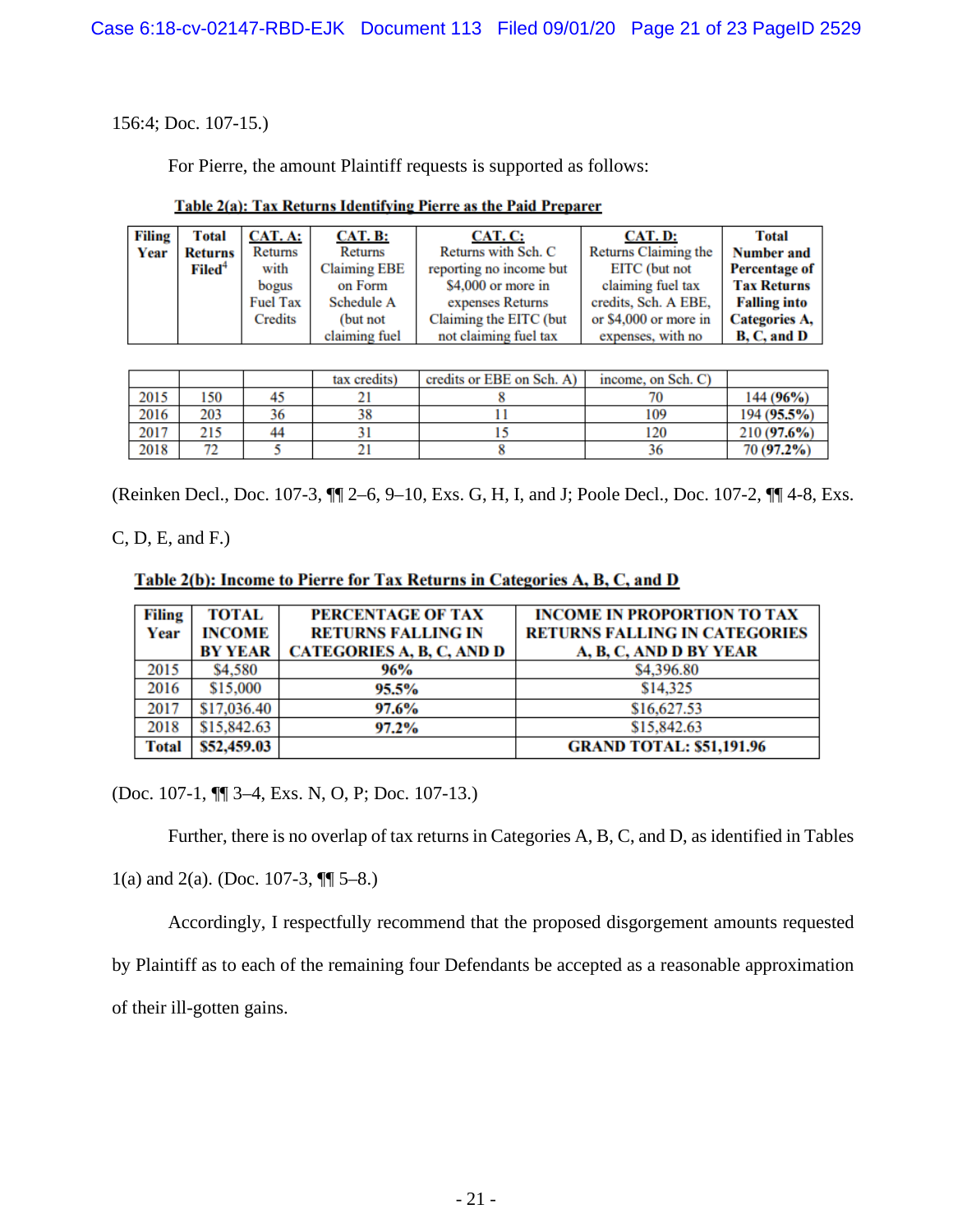156:4; Doc. 107-15.)

For Pierre, the amount Plaintiff requests is supported as follows:

**Table 2(a): Tax Returns Identifying Pierre as the Paid Preparer**

| Filing Year | Total Returns Filed[4] | CAT. A: Returns with bogus Fuel Tax Credits | CAT. B: Returns Claiming EBE on Form Schedule A (but not claiming fuel tax credits) | CAT. C: Returns with Sch. C reporting no income but $4,000 or more in expenses Returns Claiming the EITC (but not claiming fuel tax credits or EBE on Sch. A) | CAT. D: Returns Claiming the EITC (but not claiming fuel tax credits, Sch. A EBE, or $4,000 or more in expenses, with no income, on Sch. C) | Total Number and Percentage of Tax Returns Falling into Categories A, B, C, and D |
|---|---|---|---|---|---|---|
| 2015 | 150 | 45 | 21 | 8 | 70 | 144 **(96%)** |
| 2016 | 203 | 36 | 38 | 11 | 109 | 194 **(95.5%)** |
| 2017 | 215 | 44 | 31 | 15 | 120 | 210 **(97.6%)** |
| 2018 | 72 | 5 | 21 | 8 | 36 | 70 **(97.2%)** |

(Reinken Decl., Doc. 107-3, ¶¶ 2–6, 9–10, Exs. G, H, I, and J; Poole Decl., Doc. 107-2, ¶¶ 4-8, Exs. C, D, E, and F.)

**Table 2(b): Income to Pierre for Tax Returns in Categories A, B, C, and D**

| Filing Year | TOTAL INCOME BY YEAR | PERCENTAGE OF TAX RETURNS FALLING IN CATEGORIES A, B, C, AND D | INCOME IN PROPORTION TO TAX RETURNS FALLING IN CATEGORIES A, B, C, AND D BY YEAR |
|---|---|---|---|
| 2015 | $4,580 | **96%** | $4,396.80 |
| 2016 | $15,000 | **95.5%** | $14,325 |
| 2017 | $17,036.40 | **97.6%** | $16,627.53 |
| 2018 | $15,842.63 | **97.2%** | $15,842.63 |
| **Total** | **$52,459.03** | | **GRAND TOTAL: $51,191.96** |

(Doc. 107-1, ¶¶ 3–4, Exs. N, O, P; Doc. 107-13.)

Further, there is no overlap of tax returns in Categories A, B, C, and D, as identified in Tables 1(a) and 2(a). (Doc. 107-3, ¶¶ 5–8.)

Accordingly, I respectfully recommend that the proposed disgorgement amounts requested by Plaintiff as to each of the remaining four Defendants be accepted as a reasonable approximation of their ill-gotten gains.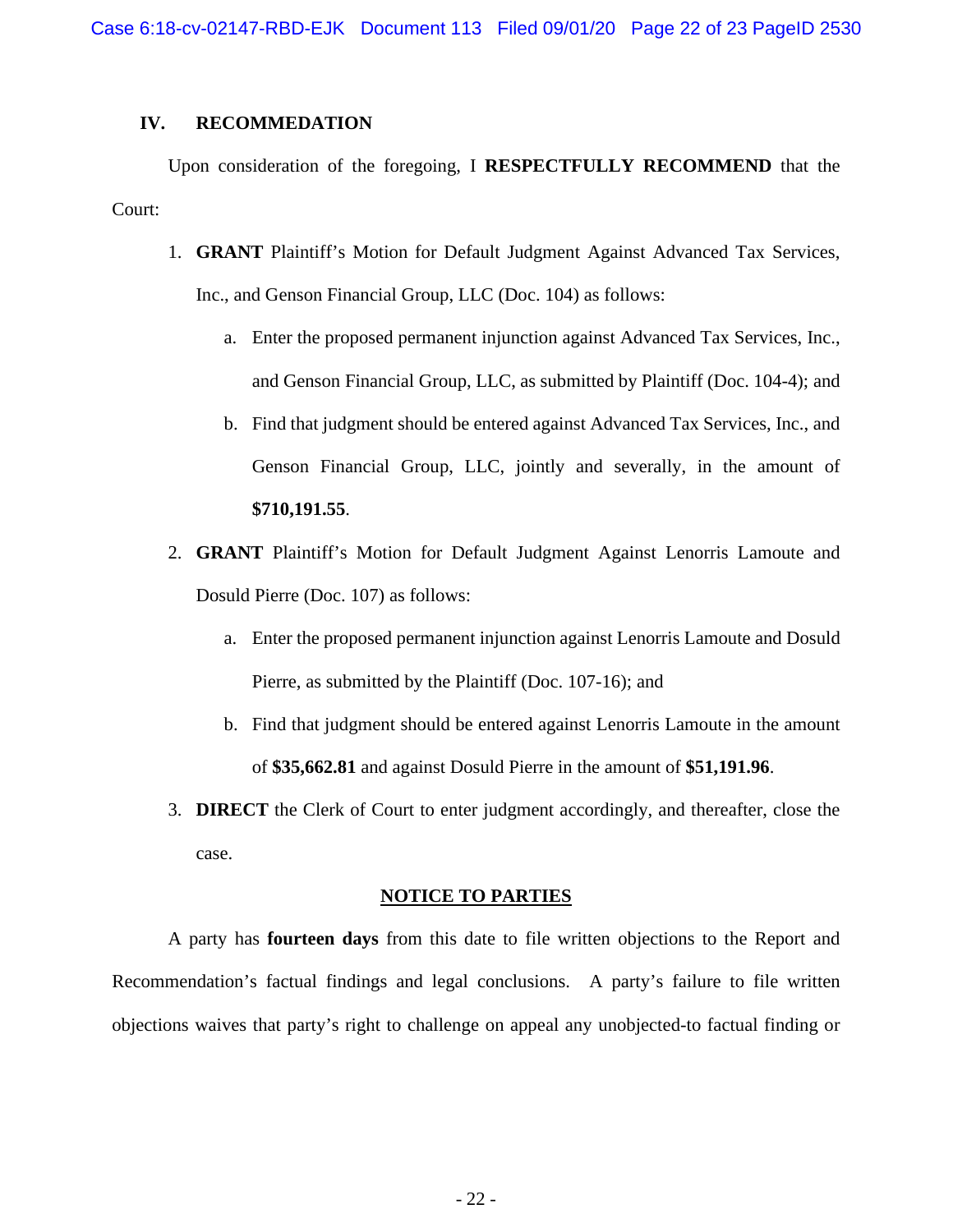## IV. RECOMMENDATION

Upon consideration of the foregoing, I **RESPECTFULLY RECOMMEND** that the Court:

1. **GRANT** Plaintiff's Motion for Default Judgment Against Advanced Tax Services, Inc., and Genson Financial Group, LLC (Doc. 104) as follows:
   a. Enter the proposed permanent injunction against Advanced Tax Services, Inc., and Genson Financial Group, LLC, as submitted by Plaintiff (Doc. 104-4); and
   b. Find that judgment should be entered against Advanced Tax Services, Inc., and Genson Financial Group, LLC, jointly and severally, in the amount of **$710,191.55**.
2. **GRANT** Plaintiff's Motion for Default Judgment Against Lenorris Lamoute and Dosuld Pierre (Doc. 107) as follows:
   a. Enter the proposed permanent injunction against Lenorris Lamoute and Dosuld Pierre, as submitted by the Plaintiff (Doc. 107-16); and
   b. Find that judgment should be entered against Lenorris Lamoute in the amount of **$35,662.81** and against Dosuld Pierre in the amount of **$51,191.96**.
3. **DIRECT** the Clerk of Court to enter judgment accordingly, and thereafter, close the case.

**NOTICE TO PARTIES**

A party has **fourteen days** from this date to file written objections to the Report and Recommendation's factual findings and legal conclusions. A party's failure to file written objections waives that party's right to challenge on appeal any unobjected-to factual finding or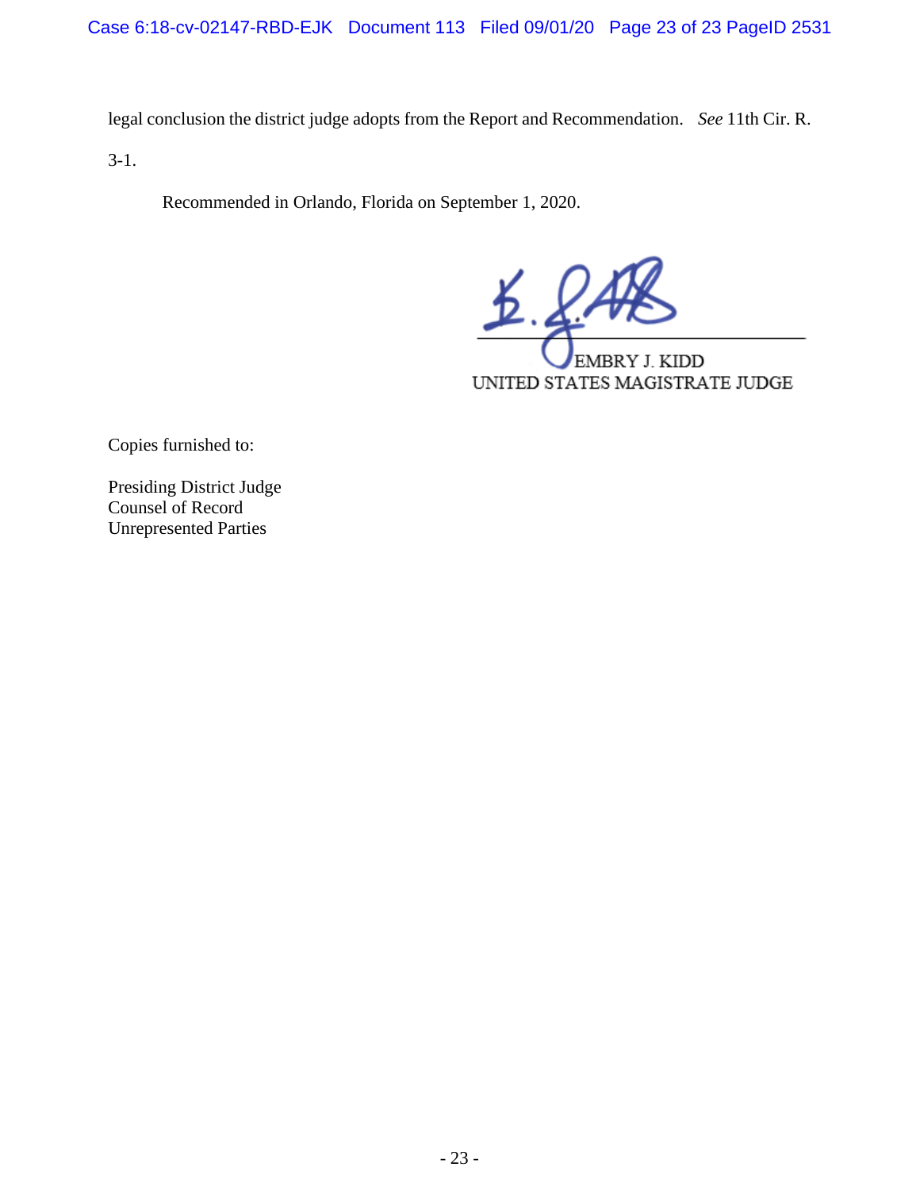legal conclusion the district judge adopts from the Report and Recommendation. *See* 11th Cir. R. 3-1.

Recommended in Orlando, Florida on September 1, 2020.

EMBRY J. KIDD
UNITED STATES MAGISTRATE JUDGE

Copies furnished to:

Presiding District Judge
Counsel of Record
Unrepresented Parties